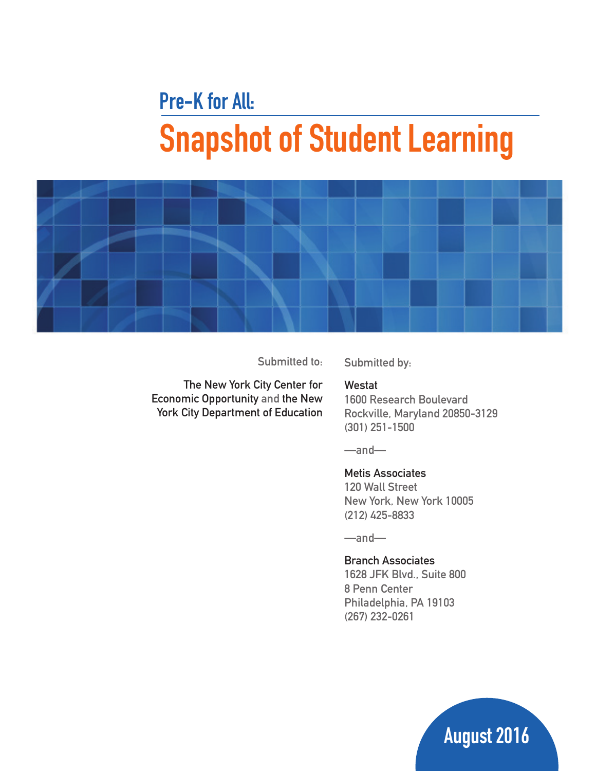# Pre-K for All:

# Snapshot of Student Learning

Submitted to:

The New York City Center for Economic Opportunity and the New York City Department of Education

Submitted by:

**Westat**
1600 Research Boulevard
Rockville, Maryland 20850-3129
(301) 251-1500

—and—

**Metis Associates**
120 Wall Street
New York, New York 10005
(212) 425-8833

—and—

**Branch Associates**
1628 JFK Blvd., Suite 800
8 Penn Center
Philadelphia, PA 19103
(267) 232-0261

August 2016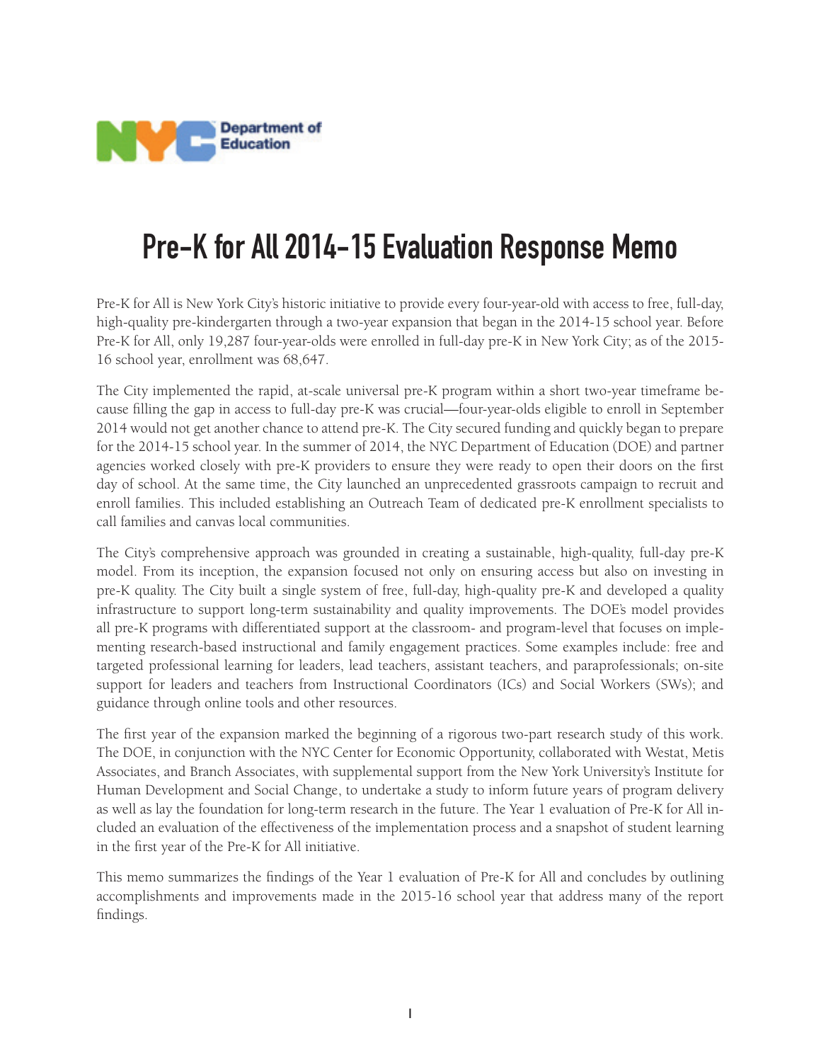# Pre-K for All 2014-15 Evaluation Response Memo

Pre-K for All is New York City's historic initiative to provide every four-year-old with access to free, full-day, high-quality pre-kindergarten through a two-year expansion that began in the 2014-15 school year. Before Pre-K for All, only 19,287 four-year-olds were enrolled in full-day pre-K in New York City; as of the 2015-16 school year, enrollment was 68,647.

The City implemented the rapid, at-scale universal pre-K program within a short two-year timeframe because filling the gap in access to full-day pre-K was crucial—four-year-olds eligible to enroll in September 2014 would not get another chance to attend pre-K. The City secured funding and quickly began to prepare for the 2014-15 school year. In the summer of 2014, the NYC Department of Education (DOE) and partner agencies worked closely with pre-K providers to ensure they were ready to open their doors on the first day of school. At the same time, the City launched an unprecedented grassroots campaign to recruit and enroll families. This included establishing an Outreach Team of dedicated pre-K enrollment specialists to call families and canvas local communities.

The City's comprehensive approach was grounded in creating a sustainable, high-quality, full-day pre-K model. From its inception, the expansion focused not only on ensuring access but also on investing in pre-K quality. The City built a single system of free, full-day, high-quality pre-K and developed a quality infrastructure to support long-term sustainability and quality improvements. The DOE's model provides all pre-K programs with differentiated support at the classroom- and program-level that focuses on implementing research-based instructional and family engagement practices. Some examples include: free and targeted professional learning for leaders, lead teachers, assistant teachers, and paraprofessionals; on-site support for leaders and teachers from Instructional Coordinators (ICs) and Social Workers (SWs); and guidance through online tools and other resources.

The first year of the expansion marked the beginning of a rigorous two-part research study of this work. The DOE, in conjunction with the NYC Center for Economic Opportunity, collaborated with Westat, Metis Associates, and Branch Associates, with supplemental support from the New York University's Institute for Human Development and Social Change, to undertake a study to inform future years of program delivery as well as lay the foundation for long-term research in the future. The Year 1 evaluation of Pre-K for All included an evaluation of the effectiveness of the implementation process and a snapshot of student learning in the first year of the Pre-K for All initiative.

This memo summarizes the findings of the Year 1 evaluation of Pre-K for All and concludes by outlining accomplishments and improvements made in the 2015-16 school year that address many of the report findings.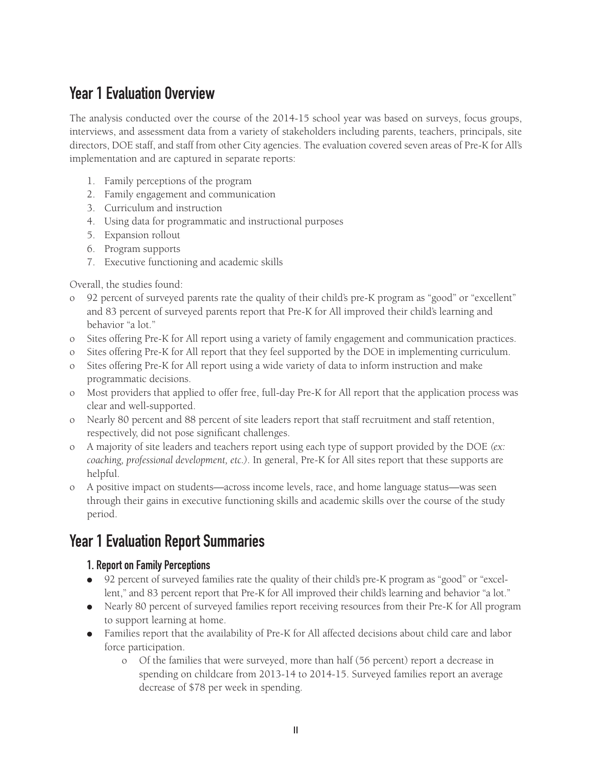## Year 1 Evaluation Overview

The analysis conducted over the course of the 2014-15 school year was based on surveys, focus groups, interviews, and assessment data from a variety of stakeholders including parents, teachers, principals, site directors, DOE staff, and staff from other City agencies. The evaluation covered seven areas of Pre-K for All's implementation and are captured in separate reports:

1. Family perceptions of the program
2. Family engagement and communication
3. Curriculum and instruction
4. Using data for programmatic and instructional purposes
5. Expansion rollout
6. Program supports
7. Executive functioning and academic skills

Overall, the studies found:

- 92 percent of surveyed parents rate the quality of their child's pre-K program as "good" or "excellent" and 83 percent of surveyed parents report that Pre-K for All improved their child's learning and behavior "a lot."
- Sites offering Pre-K for All report using a variety of family engagement and communication practices.
- Sites offering Pre-K for All report that they feel supported by the DOE in implementing curriculum.
- Sites offering Pre-K for All report using a wide variety of data to inform instruction and make programmatic decisions.
- Most providers that applied to offer free, full-day Pre-K for All report that the application process was clear and well-supported.
- Nearly 80 percent and 88 percent of site leaders report that staff recruitment and staff retention, respectively, did not pose significant challenges.
- A majority of site leaders and teachers report using each type of support provided by the DOE *(ex: coaching, professional development, etc.)*. In general, Pre-K for All sites report that these supports are helpful.
- A positive impact on students—across income levels, race, and home language status—was seen through their gains in executive functioning skills and academic skills over the course of the study period.

## Year 1 Evaluation Report Summaries

### 1. Report on Family Perceptions

- 92 percent of surveyed families rate the quality of their child's pre-K program as "good" or "excellent," and 83 percent report that Pre-K for All improved their child's learning and behavior "a lot."
- Nearly 80 percent of surveyed families report receiving resources from their Pre-K for All program to support learning at home.
- Families report that the availability of Pre-K for All affected decisions about child care and labor force participation.
  - Of the families that were surveyed, more than half (56 percent) report a decrease in spending on childcare from 2013-14 to 2014-15. Surveyed families report an average decrease of $78 per week in spending.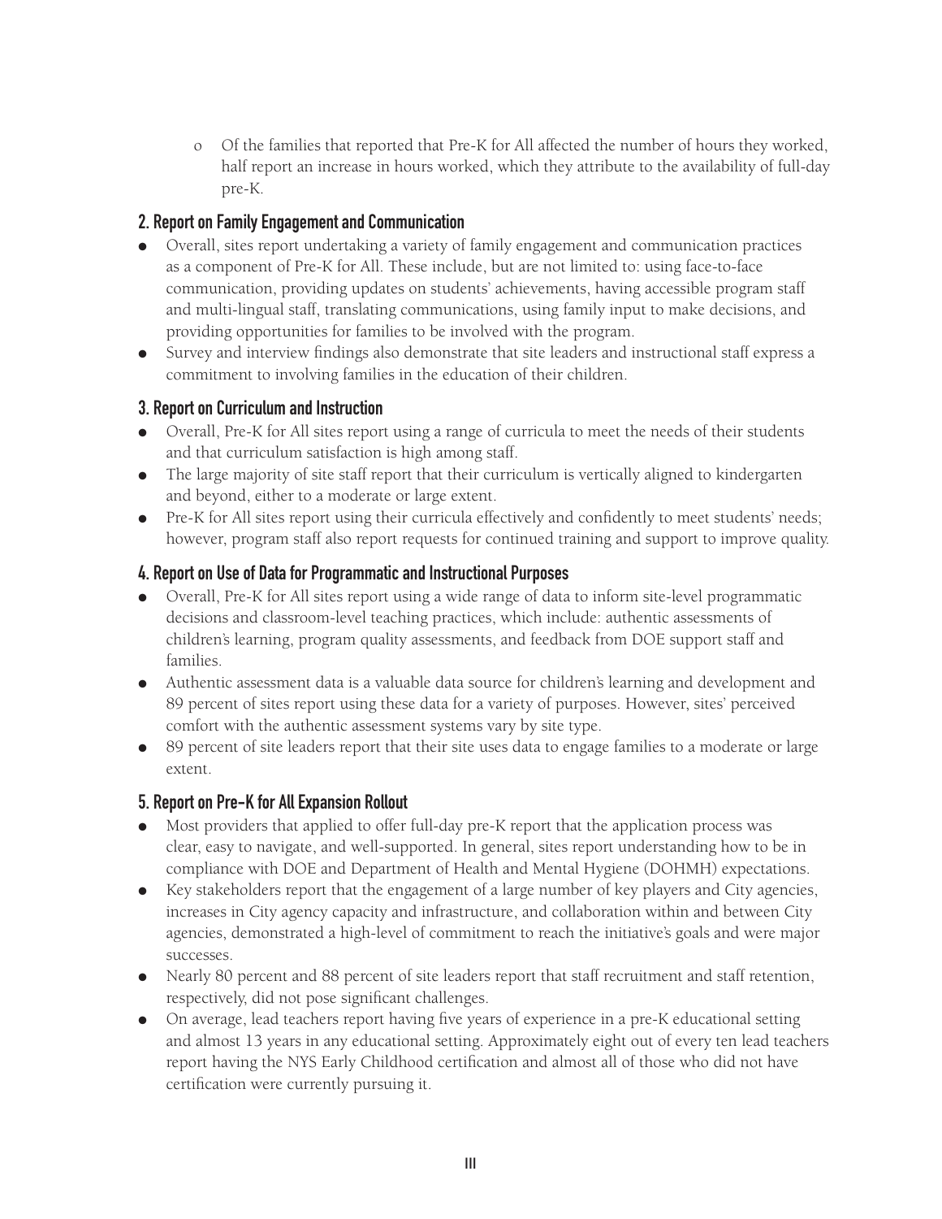- Of the families that reported that Pre-K for All affected the number of hours they worked, half report an increase in hours worked, which they attribute to the availability of full-day pre-K.

### 2. Report on Family Engagement and Communication

- Overall, sites report undertaking a variety of family engagement and communication practices as a component of Pre-K for All. These include, but are not limited to: using face-to-face communication, providing updates on students' achievements, having accessible program staff and multi-lingual staff, translating communications, using family input to make decisions, and providing opportunities for families to be involved with the program.
- Survey and interview findings also demonstrate that site leaders and instructional staff express a commitment to involving families in the education of their children.

### 3. Report on Curriculum and Instruction

- Overall, Pre-K for All sites report using a range of curricula to meet the needs of their students and that curriculum satisfaction is high among staff.
- The large majority of site staff report that their curriculum is vertically aligned to kindergarten and beyond, either to a moderate or large extent.
- Pre-K for All sites report using their curricula effectively and confidently to meet students' needs; however, program staff also report requests for continued training and support to improve quality.

### 4. Report on Use of Data for Programmatic and Instructional Purposes

- Overall, Pre-K for All sites report using a wide range of data to inform site-level programmatic decisions and classroom-level teaching practices, which include: authentic assessments of children's learning, program quality assessments, and feedback from DOE support staff and families.
- Authentic assessment data is a valuable data source for children's learning and development and 89 percent of sites report using these data for a variety of purposes. However, sites' perceived comfort with the authentic assessment systems vary by site type.
- 89 percent of site leaders report that their site uses data to engage families to a moderate or large extent.

### 5. Report on Pre-K for All Expansion Rollout

- Most providers that applied to offer full-day pre-K report that the application process was clear, easy to navigate, and well-supported. In general, sites report understanding how to be in compliance with DOE and Department of Health and Mental Hygiene (DOHMH) expectations.
- Key stakeholders report that the engagement of a large number of key players and City agencies, increases in City agency capacity and infrastructure, and collaboration within and between City agencies, demonstrated a high-level of commitment to reach the initiative's goals and were major successes.
- Nearly 80 percent and 88 percent of site leaders report that staff recruitment and staff retention, respectively, did not pose significant challenges.
- On average, lead teachers report having five years of experience in a pre-K educational setting and almost 13 years in any educational setting. Approximately eight out of every ten lead teachers report having the NYS Early Childhood certification and almost all of those who did not have certification were currently pursuing it.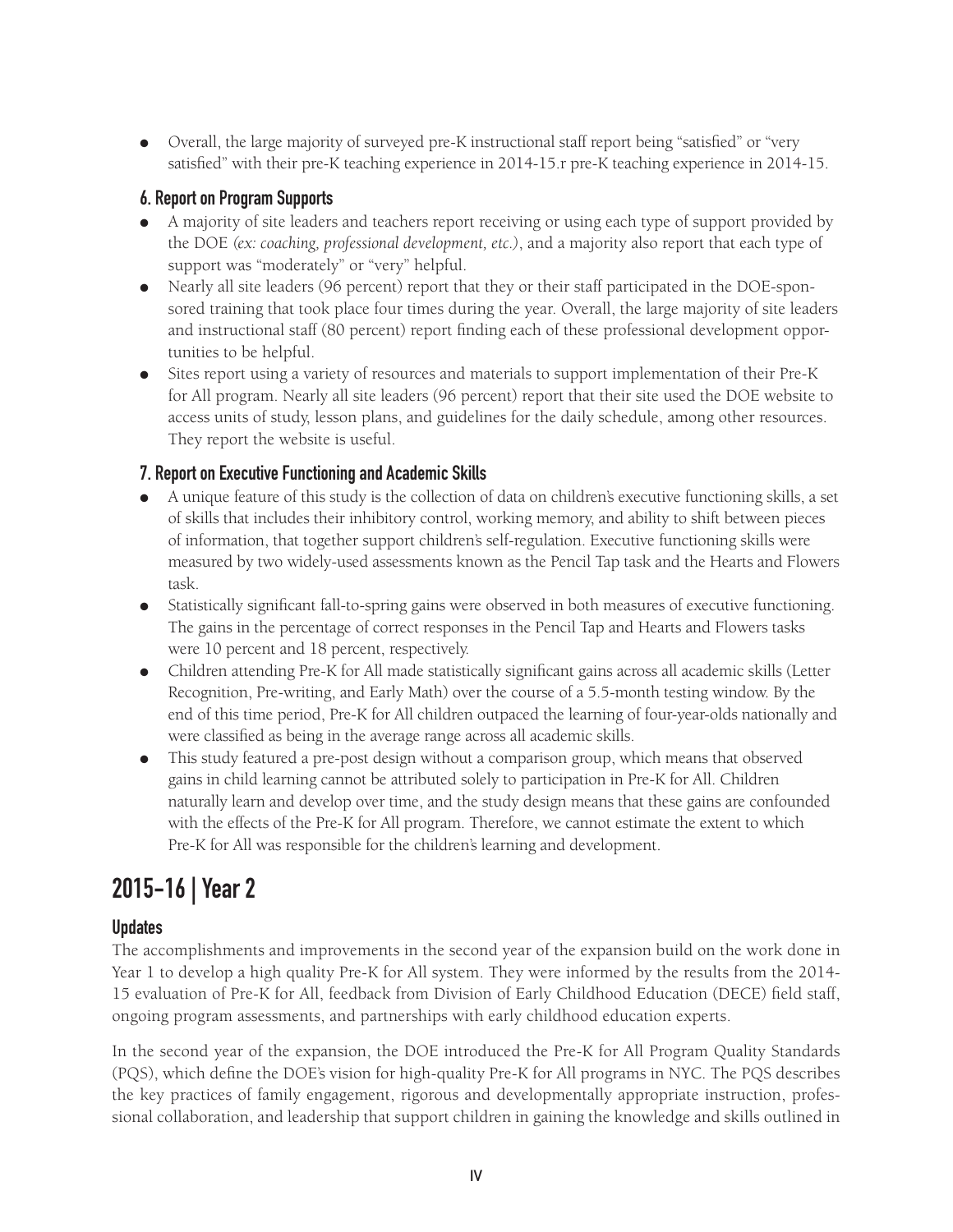- Overall, the large majority of surveyed pre-K instructional staff report being "satisfied" or "very satisfied" with their pre-K teaching experience in 2014-15.r pre-K teaching experience in 2014-15.

### 6. Report on Program Supports

- A majority of site leaders and teachers report receiving or using each type of support provided by the DOE *(ex: coaching, professional development, etc.)*, and a majority also report that each type of support was "moderately" or "very" helpful.
- Nearly all site leaders (96 percent) report that they or their staff participated in the DOE-sponsored training that took place four times during the year. Overall, the large majority of site leaders and instructional staff (80 percent) report finding each of these professional development opportunities to be helpful.
- Sites report using a variety of resources and materials to support implementation of their Pre-K for All program. Nearly all site leaders (96 percent) report that their site used the DOE website to access units of study, lesson plans, and guidelines for the daily schedule, among other resources. They report the website is useful.

### 7. Report on Executive Functioning and Academic Skills

- A unique feature of this study is the collection of data on children's executive functioning skills, a set of skills that includes their inhibitory control, working memory, and ability to shift between pieces of information, that together support children's self-regulation. Executive functioning skills were measured by two widely-used assessments known as the Pencil Tap task and the Hearts and Flowers task.
- Statistically significant fall-to-spring gains were observed in both measures of executive functioning. The gains in the percentage of correct responses in the Pencil Tap and Hearts and Flowers tasks were 10 percent and 18 percent, respectively.
- Children attending Pre-K for All made statistically significant gains across all academic skills (Letter Recognition, Pre-writing, and Early Math) over the course of a 5.5-month testing window. By the end of this time period, Pre-K for All children outpaced the learning of four-year-olds nationally and were classified as being in the average range across all academic skills.
- This study featured a pre-post design without a comparison group, which means that observed gains in child learning cannot be attributed solely to participation in Pre-K for All. Children naturally learn and develop over time, and the study design means that these gains are confounded with the effects of the Pre-K for All program. Therefore, we cannot estimate the extent to which Pre-K for All was responsible for the children's learning and development.

## 2015-16 | Year 2

### Updates

The accomplishments and improvements in the second year of the expansion build on the work done in Year 1 to develop a high quality Pre-K for All system. They were informed by the results from the 2014-15 evaluation of Pre-K for All, feedback from Division of Early Childhood Education (DECE) field staff, ongoing program assessments, and partnerships with early childhood education experts.

In the second year of the expansion, the DOE introduced the Pre-K for All Program Quality Standards (PQS), which define the DOE's vision for high-quality Pre-K for All programs in NYC. The PQS describes the key practices of family engagement, rigorous and developmentally appropriate instruction, professional collaboration, and leadership that support children in gaining the knowledge and skills outlined in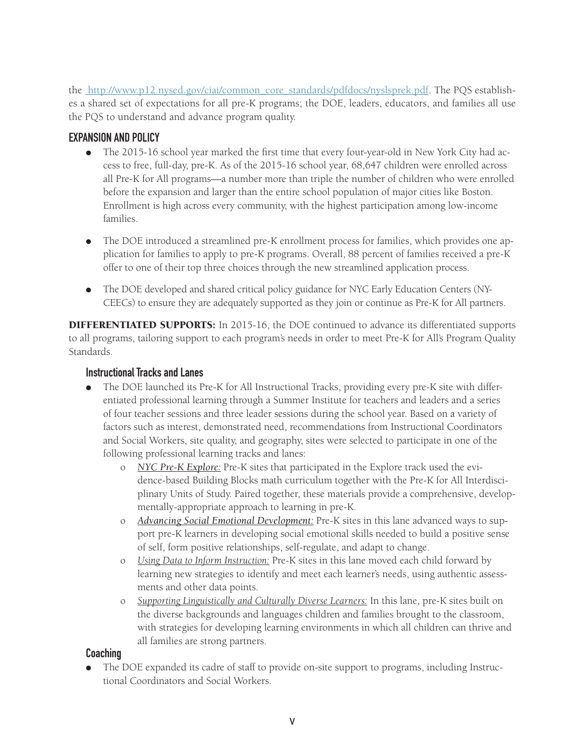the [http://www.p12.nysed.gov/ciai/common_core_standards/pdfdocs/nyslsprek.pdf](http://www.p12.nysed.gov/ciai/common_core_standards/pdfdocs/nyslsprek.pdf). The PQS establishes a shared set of expectations for all pre-K programs; the DOE, leaders, educators, and families all use the PQS to understand and advance program quality.

## EXPANSION AND POLICY

- The 2015-16 school year marked the first time that every four-year-old in New York City had access to free, full-day, pre-K. As of the 2015-16 school year, 68,647 children were enrolled across all Pre-K for All programs—a number more than triple the number of children who were enrolled before the expansion and larger than the entire school population of major cities like Boston. Enrollment is high across every community, with the highest participation among low-income families.

- The DOE introduced a streamlined pre-K enrollment process for families, which provides one application for families to apply to pre-K programs. Overall, 88 percent of families received a pre-K offer to one of their top three choices through the new streamlined application process.

- The DOE developed and shared critical policy guidance for NYC Early Education Centers (NYCEECs) to ensure they are adequately supported as they join or continue as Pre-K for All partners.

**DIFFERENTIATED SUPPORTS:** In 2015-16, the DOE continued to advance its differentiated supports to all programs, tailoring support to each program's needs in order to meet Pre-K for All's Program Quality Standards.

### Instructional Tracks and Lanes

- The DOE launched its Pre-K for All Instructional Tracks, providing every pre-K site with differentiated professional learning through a Summer Institute for teachers and leaders and a series of four teacher sessions and three leader sessions during the school year. Based on a variety of factors such as interest, demonstrated need, recommendations from Instructional Coordinators and Social Workers, site quality, and geography, sites were selected to participate in one of the following professional learning tracks and lanes:
  - *NYC Pre-K Explore:* Pre-K sites that participated in the Explore track used the evidence-based Building Blocks math curriculum together with the Pre-K for All Interdisciplinary Units of Study. Paired together, these materials provide a comprehensive, developmentally-appropriate approach to learning in pre-K.
  - *Advancing Social Emotional Development:* Pre-K sites in this lane advanced ways to support pre-K learners in developing social emotional skills needed to build a positive sense of self, form positive relationships, self-regulate, and adapt to change.
  - *Using Data to Inform Instruction:* Pre-K sites in this lane moved each child forward by learning new strategies to identify and meet each learner's needs, using authentic assessments and other data points.
  - *Supporting Linguistically and Culturally Diverse Learners:* In this lane, pre-K sites built on the diverse backgrounds and languages children and families brought to the classroom, with strategies for developing learning environments in which all children can thrive and all families are strong partners.

### Coaching

- The DOE expanded its cadre of staff to provide on-site support to programs, including Instructional Coordinators and Social Workers.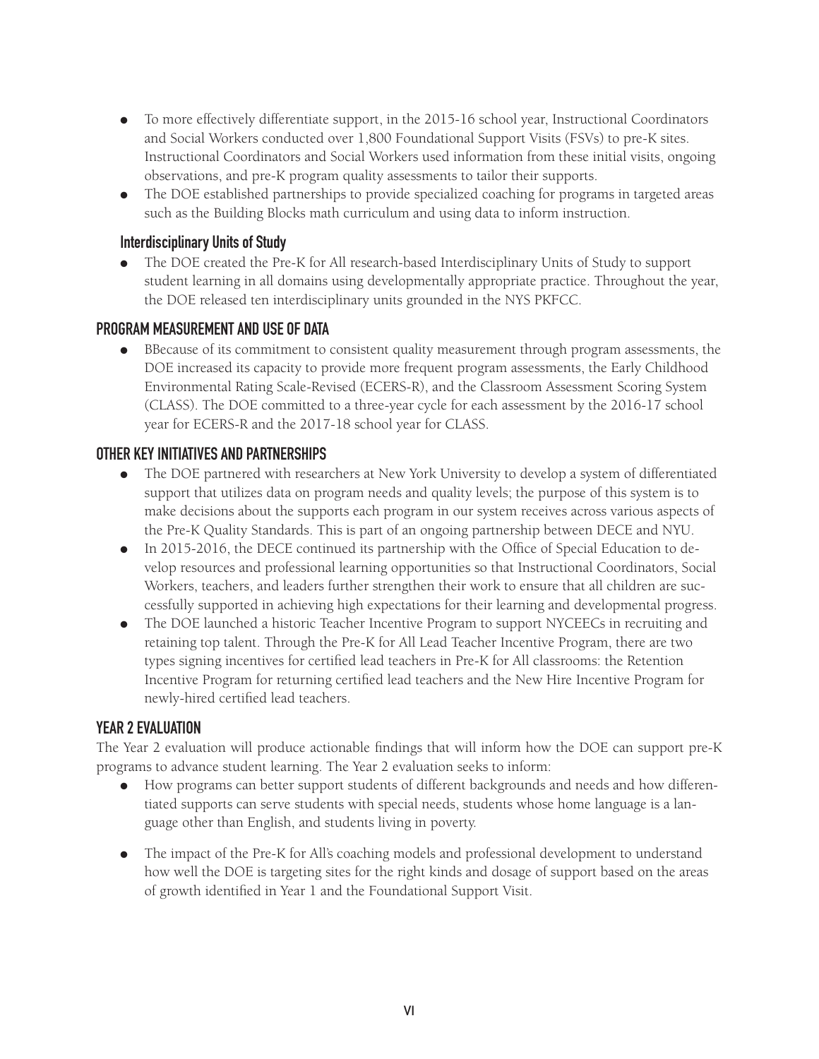- To more effectively differentiate support, in the 2015-16 school year, Instructional Coordinators and Social Workers conducted over 1,800 Foundational Support Visits (FSVs) to pre-K sites. Instructional Coordinators and Social Workers used information from these initial visits, ongoing observations, and pre-K program quality assessments to tailor their supports.
- The DOE established partnerships to provide specialized coaching for programs in targeted areas such as the Building Blocks math curriculum and using data to inform instruction.

### Interdisciplinary Units of Study

- The DOE created the Pre-K for All research-based Interdisciplinary Units of Study to support student learning in all domains using developmentally appropriate practice. Throughout the year, the DOE released ten interdisciplinary units grounded in the NYS PKFCC.

## PROGRAM MEASUREMENT AND USE OF DATA

- BBecause of its commitment to consistent quality measurement through program assessments, the DOE increased its capacity to provide more frequent program assessments, the Early Childhood Environmental Rating Scale-Revised (ECERS-R), and the Classroom Assessment Scoring System (CLASS). The DOE committed to a three-year cycle for each assessment by the 2016-17 school year for ECERS-R and the 2017-18 school year for CLASS.

## OTHER KEY INITIATIVES AND PARTNERSHIPS

- The DOE partnered with researchers at New York University to develop a system of differentiated support that utilizes data on program needs and quality levels; the purpose of this system is to make decisions about the supports each program in our system receives across various aspects of the Pre-K Quality Standards. This is part of an ongoing partnership between DECE and NYU.
- In 2015-2016, the DECE continued its partnership with the Office of Special Education to develop resources and professional learning opportunities so that Instructional Coordinators, Social Workers, teachers, and leaders further strengthen their work to ensure that all children are successfully supported in achieving high expectations for their learning and developmental progress.
- The DOE launched a historic Teacher Incentive Program to support NYCEECs in recruiting and retaining top talent. Through the Pre-K for All Lead Teacher Incentive Program, there are two types signing incentives for certified lead teachers in Pre-K for All classrooms: the Retention Incentive Program for returning certified lead teachers and the New Hire Incentive Program for newly-hired certified lead teachers.

## YEAR 2 EVALUATION

The Year 2 evaluation will produce actionable findings that will inform how the DOE can support pre-K programs to advance student learning. The Year 2 evaluation seeks to inform:

- How programs can better support students of different backgrounds and needs and how differentiated supports can serve students with special needs, students whose home language is a language other than English, and students living in poverty.
- The impact of the Pre-K for All's coaching models and professional development to understand how well the DOE is targeting sites for the right kinds and dosage of support based on the areas of growth identified in Year 1 and the Foundational Support Visit.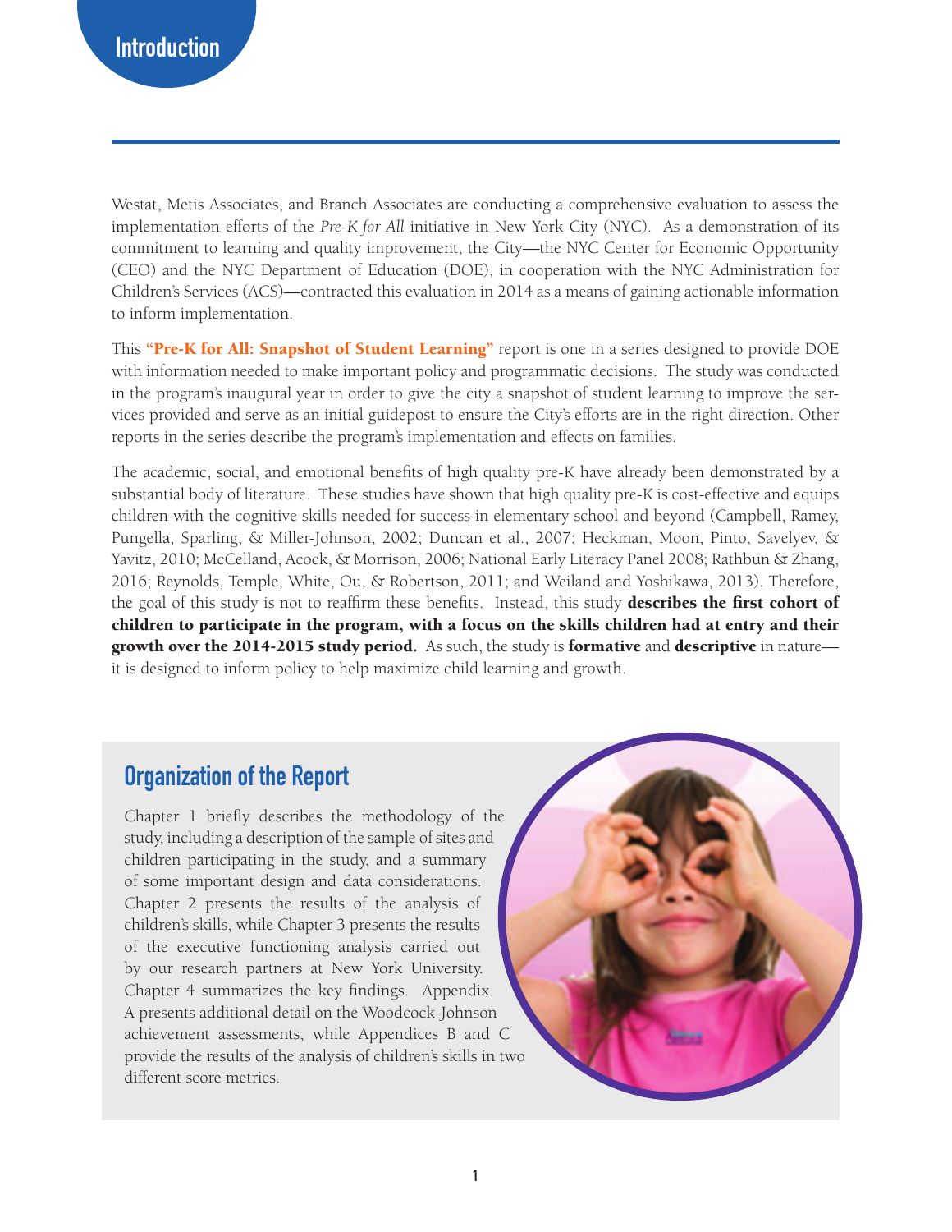# Introduction

Westat, Metis Associates, and Branch Associates are conducting a comprehensive evaluation to assess the implementation efforts of the *Pre-K for All* initiative in New York City (NYC). As a demonstration of its commitment to learning and quality improvement, the City—the NYC Center for Economic Opportunity (CEO) and the NYC Department of Education (DOE), in cooperation with the NYC Administration for Children's Services (ACS)—contracted this evaluation in 2014 as a means of gaining actionable information to inform implementation.

This **"Pre-K for All: Snapshot of Student Learning"** report is one in a series designed to provide DOE with information needed to make important policy and programmatic decisions. The study was conducted in the program's inaugural year in order to give the city a snapshot of student learning to improve the services provided and serve as an initial guidepost to ensure the City's efforts are in the right direction. Other reports in the series describe the program's implementation and effects on families.

The academic, social, and emotional benefits of high quality pre-K have already been demonstrated by a substantial body of literature. These studies have shown that high quality pre-K is cost-effective and equips children with the cognitive skills needed for success in elementary school and beyond (Campbell, Ramey, Pungella, Sparling, & Miller-Johnson, 2002; Duncan et al., 2007; Heckman, Moon, Pinto, Savelyev, & Yavitz, 2010; McCelland, Acock, & Morrison, 2006; National Early Literacy Panel 2008; Rathbun & Zhang, 2016; Reynolds, Temple, White, Ou, & Robertson, 2011; and Weiland and Yoshikawa, 2013). Therefore, the goal of this study is not to reaffirm these benefits. Instead, this study **describes the first cohort of children to participate in the program, with a focus on the skills children had at entry and their growth over the 2014-2015 study period.** As such, the study is **formative** and **descriptive** in nature—it is designed to inform policy to help maximize child learning and growth.

## Organization of the Report

Chapter 1 briefly describes the methodology of the study, including a description of the sample of sites and children participating in the study, and a summary of some important design and data considerations. Chapter 2 presents the results of the analysis of children's skills, while Chapter 3 presents the results of the executive functioning analysis carried out by our research partners at New York University. Chapter 4 summarizes the key findings. Appendix A presents additional detail on the Woodcock-Johnson achievement assessments, while Appendices B and C provide the results of the analysis of children's skills in two different score metrics.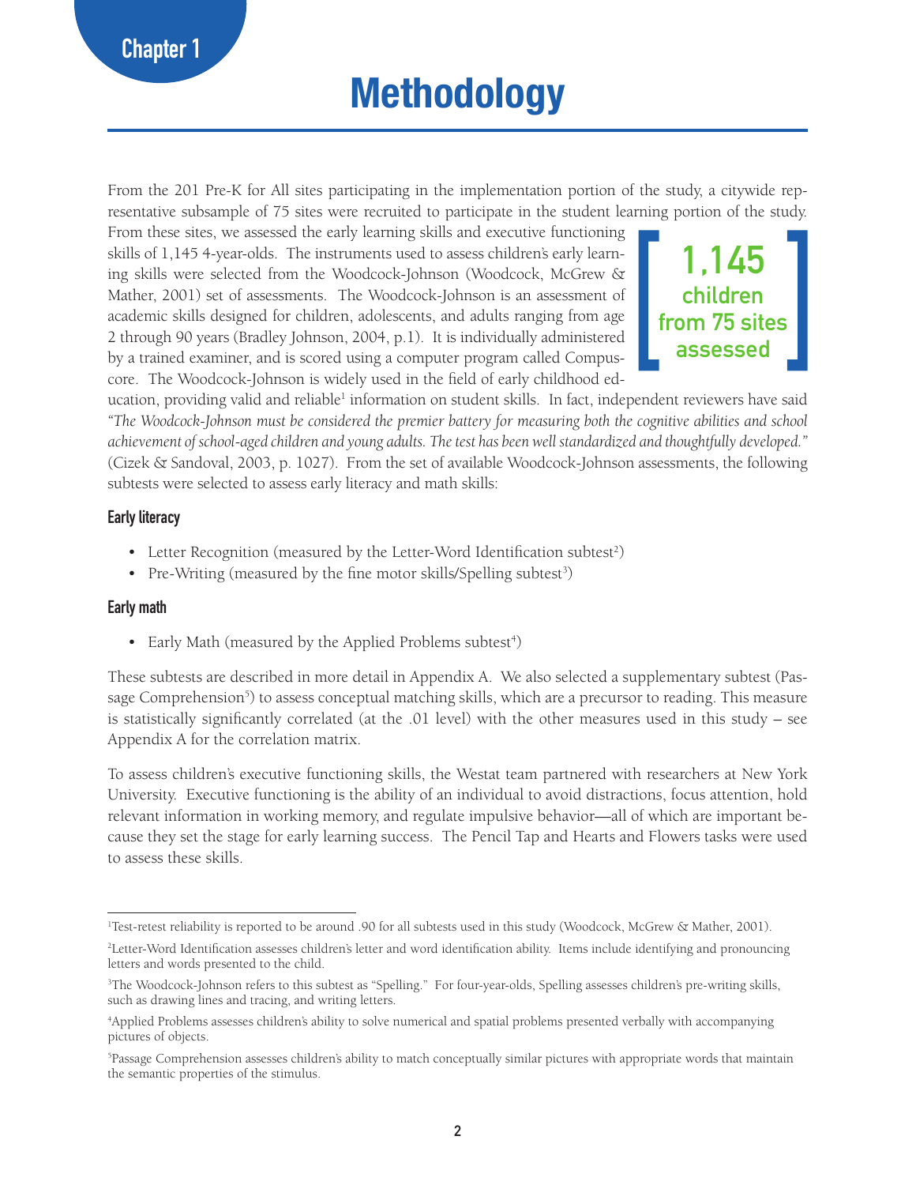Chapter 1

# Methodology

From the 201 Pre-K for All sites participating in the implementation portion of the study, a citywide representative subsample of 75 sites were recruited to participate in the student learning portion of the study. From these sites, we assessed the early learning skills and executive functioning skills of 1,145 4-year-olds. The instruments used to assess children's early learning skills were selected from the Woodcock-Johnson (Woodcock, McGrew & Mather, 2001) set of assessments. The Woodcock-Johnson is an assessment of academic skills designed for children, adolescents, and adults ranging from age 2 through 90 years (Bradley Johnson, 2004, p.1). It is individually administered by a trained examiner, and is scored using a computer program called Compuscore. The Woodcock-Johnson is widely used in the field of early childhood education, providing valid and reliable[1] information on student skills. In fact, independent reviewers have said *"The Woodcock-Johnson must be considered the premier battery for measuring both the cognitive abilities and school achievement of school-aged children and young adults. The test has been well standardized and thoughtfully developed."* (Cizek & Sandoval, 2003, p. 1027). From the set of available Woodcock-Johnson assessments, the following subtests were selected to assess early literacy and math skills:

**1,145 children from 75 sites assessed**

### Early literacy

- Letter Recognition (measured by the Letter-Word Identification subtest[2])
- Pre-Writing (measured by the fine motor skills/Spelling subtest[3])

### Early math

- Early Math (measured by the Applied Problems subtest[4])

These subtests are described in more detail in Appendix A. We also selected a supplementary subtest (Passage Comprehension[5]) to assess conceptual matching skills, which are a precursor to reading. This measure is statistically significantly correlated (at the .01 level) with the other measures used in this study – see Appendix A for the correlation matrix.

To assess children's executive functioning skills, the Westat team partnered with researchers at New York University. Executive functioning is the ability of an individual to avoid distractions, focus attention, hold relevant information in working memory, and regulate impulsive behavior—all of which are important because they set the stage for early learning success. The Pencil Tap and Hearts and Flowers tasks were used to assess these skills.

---

[1] Test-retest reliability is reported to be around .90 for all subtests used in this study (Woodcock, McGrew & Mather, 2001).

[2] Letter-Word Identification assesses children's letter and word identification ability. Items include identifying and pronouncing letters and words presented to the child.

[3] The Woodcock-Johnson refers to this subtest as "Spelling." For four-year-olds, Spelling assesses children's pre-writing skills, such as drawing lines and tracing, and writing letters.

[4] Applied Problems assesses children's ability to solve numerical and spatial problems presented verbally with accompanying pictures of objects.

[5] Passage Comprehension assesses children's ability to match conceptually similar pictures with appropriate words that maintain the semantic properties of the stimulus.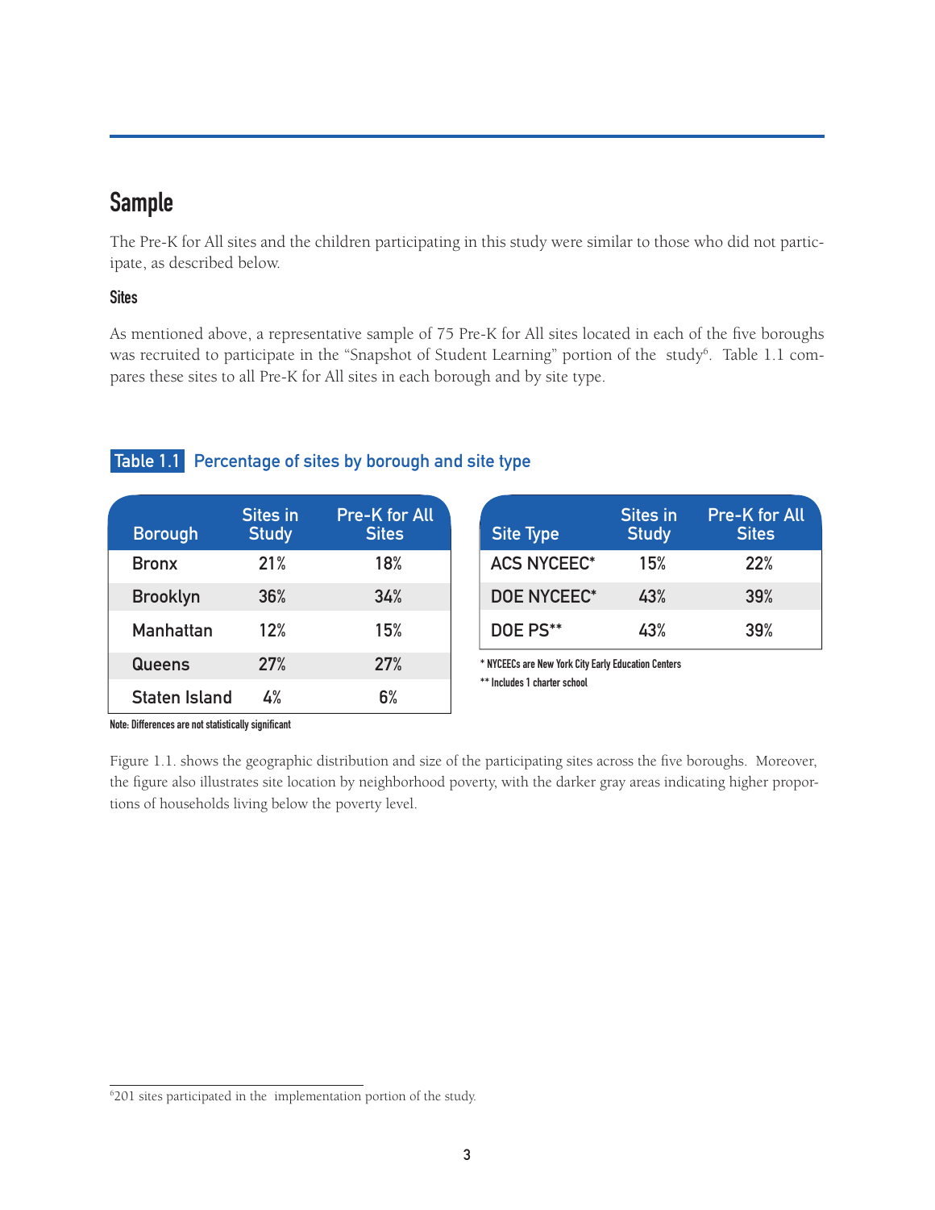## Sample

The Pre-K for All sites and the children participating in this study were similar to those who did not participate, as described below.

### Sites

As mentioned above, a representative sample of 75 Pre-K for All sites located in each of the five boroughs was recruited to participate in the "Snapshot of Student Learning" portion of the study[6]. Table 1.1 compares these sites to all Pre-K for All sites in each borough and by site type.

**Table 1.1** Percentage of sites by borough and site type

| Borough | Sites in Study | Pre-K for All Sites |
|---|---|---|
| Bronx | 21% | 18% |
| Brooklyn | 36% | 34% |
| Manhattan | 12% | 15% |
| Queens | 27% | 27% |
| Staten Island | 4% | 6% |

Note: Differences are not statistically significant

| Site Type | Sites in Study | Pre-K for All Sites |
|---|---|---|
| ACS NYCEEC* | 15% | 22% |
| DOE NYCEEC* | 43% | 39% |
| DOE PS** | 43% | 39% |

\* NYCEECs are New York City Early Education Centers

\*\* Includes 1 charter school

Figure 1.1. shows the geographic distribution and size of the participating sites across the five boroughs. Moreover, the figure also illustrates site location by neighborhood poverty, with the darker gray areas indicating higher proportions of households living below the poverty level.

[6] 201 sites participated in the implementation portion of the study.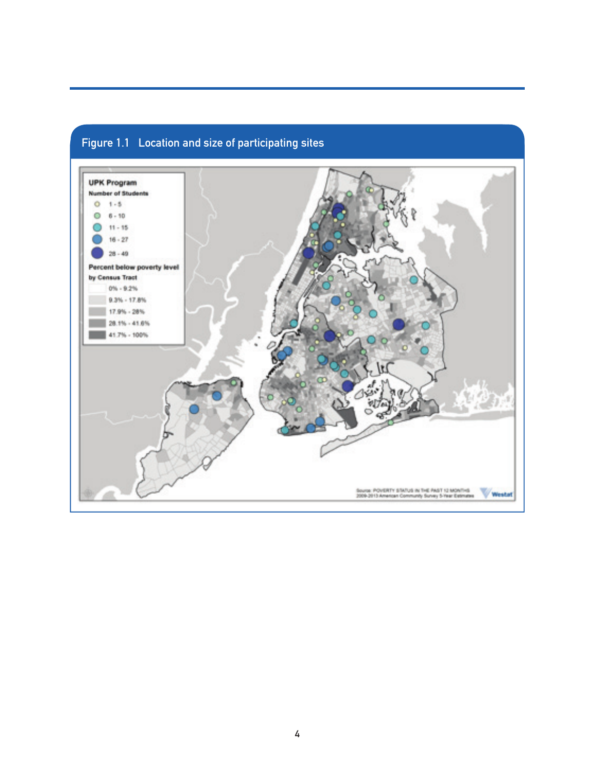Figure 1.1 Location and size of participating sites

UPK Program

Number of Students

- 1 - 5
- 6 - 10
- 11 - 15
- 16 - 27
- 28 - 49

Percent below poverty level by Census Tract

- 0% - 9.2%
- 9.3% - 17.8%
- 17.9% - 28%
- 28.1% - 41.6%
- 41.7% - 100%

Source: POVERTY STATUS IN THE PAST 12 MONTHS 2009-2013 American Community Survey 5-Year Estimates

Westat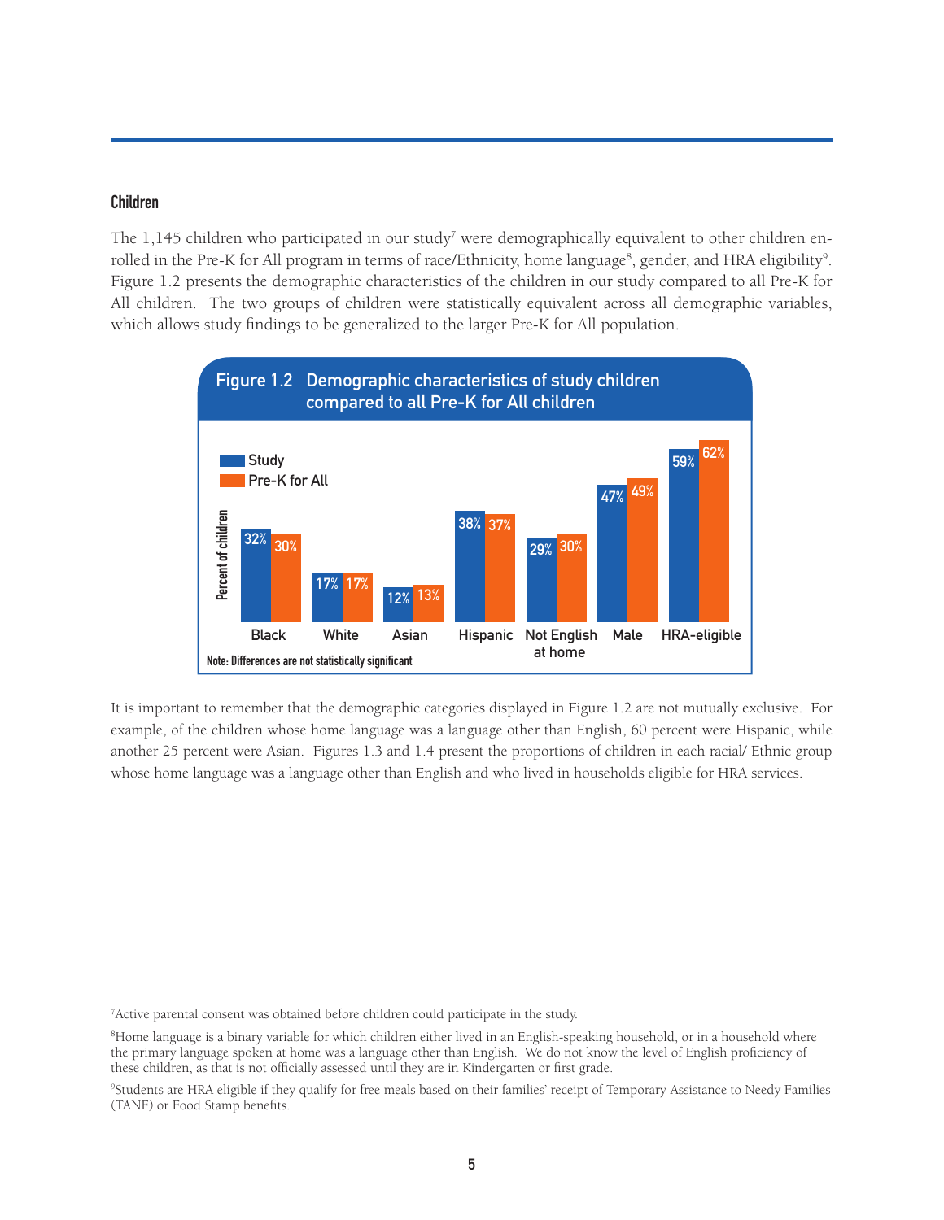### Children

The 1,145 children who participated in our study[7] were demographically equivalent to other children enrolled in the Pre-K for All program in terms of race/Ethnicity, home language[8], gender, and HRA eligibility[9]. Figure 1.2 presents the demographic characteristics of the children in our study compared to all Pre-K for All children. The two groups of children were statistically equivalent across all demographic variables, which allows study findings to be generalized to the larger Pre-K for All population.

**Figure 1.2 Demographic characteristics of study children compared to all Pre-K for All children**

| Percent of children | Study | Pre-K for All |
| --- | --- | --- |
| Black | 32% | 30% |
| White | 17% | 17% |
| Asian | 12% | 13% |
| Hispanic | 38% | 37% |
| Not English at home | 29% | 30% |
| Male | 47% | 49% |
| HRA-eligible | 59% | 62% |

Note: Differences are not statistically significant

It is important to remember that the demographic categories displayed in Figure 1.2 are not mutually exclusive. For example, of the children whose home language was a language other than English, 60 percent were Hispanic, while another 25 percent were Asian. Figures 1.3 and 1.4 present the proportions of children in each racial/ Ethnic group whose home language was a language other than English and who lived in households eligible for HRA services.

---

[7] Active parental consent was obtained before children could participate in the study.

[8] Home language is a binary variable for which children either lived in an English-speaking household, or in a household where the primary language spoken at home was a language other than English. We do not know the level of English proficiency of these children, as that is not officially assessed until they are in Kindergarten or first grade.

[9] Students are HRA eligible if they qualify for free meals based on their families' receipt of Temporary Assistance to Needy Families (TANF) or Food Stamp benefits.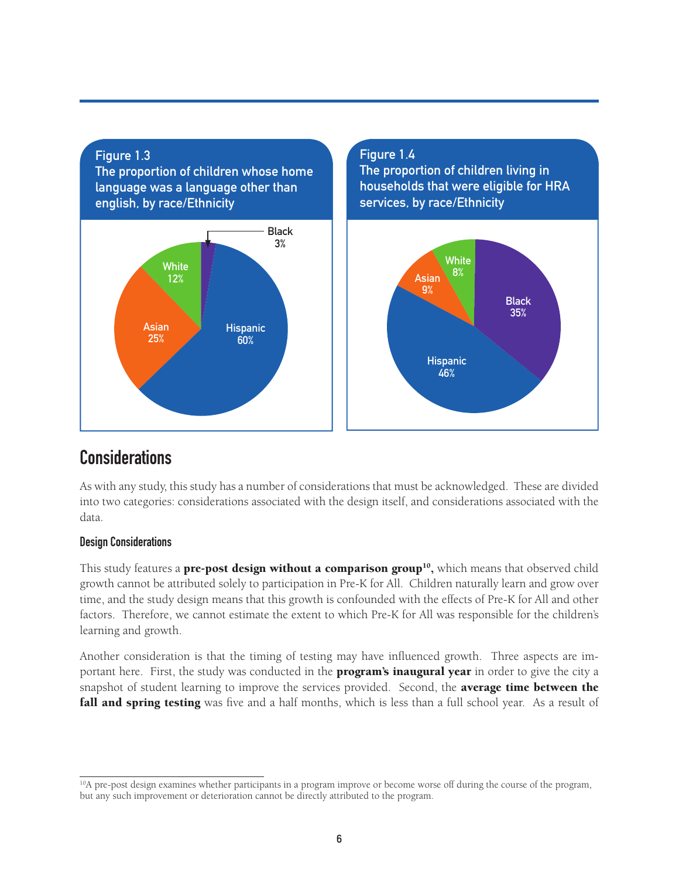**Figure 1.3**
**The proportion of children whose home language was a language other than english, by race/Ethnicity**

| Race/Ethnicity | Percent |
|---|---|
| Hispanic | 60% |
| Asian | 25% |
| White | 12% |
| Black | 3% |

**Figure 1.4**
**The proportion of children living in households that were eligible for HRA services, by race/Ethnicity**

| Race/Ethnicity | Percent |
|---|---|
| Hispanic | 46% |
| Black | 35% |
| Asian | 9% |
| White | 8% |

## Considerations

As with any study, this study has a number of considerations that must be acknowledged. These are divided into two categories: considerations associated with the design itself, and considerations associated with the data.

### Design Considerations

This study features a **pre-post design without a comparison group[10],** which means that observed child growth cannot be attributed solely to participation in Pre-K for All. Children naturally learn and grow over time, and the study design means that this growth is confounded with the effects of Pre-K for All and other factors. Therefore, we cannot estimate the extent to which Pre-K for All was responsible for the children's learning and growth.

Another consideration is that the timing of testing may have influenced growth. Three aspects are important here. First, the study was conducted in the **program's inaugural year** in order to give the city a snapshot of student learning to improve the services provided. Second, the **average time between the fall and spring testing** was five and a half months, which is less than a full school year. As a result of

[10] A pre-post design examines whether participants in a program improve or become worse off during the course of the program, but any such improvement or deterioration cannot be directly attributed to the program.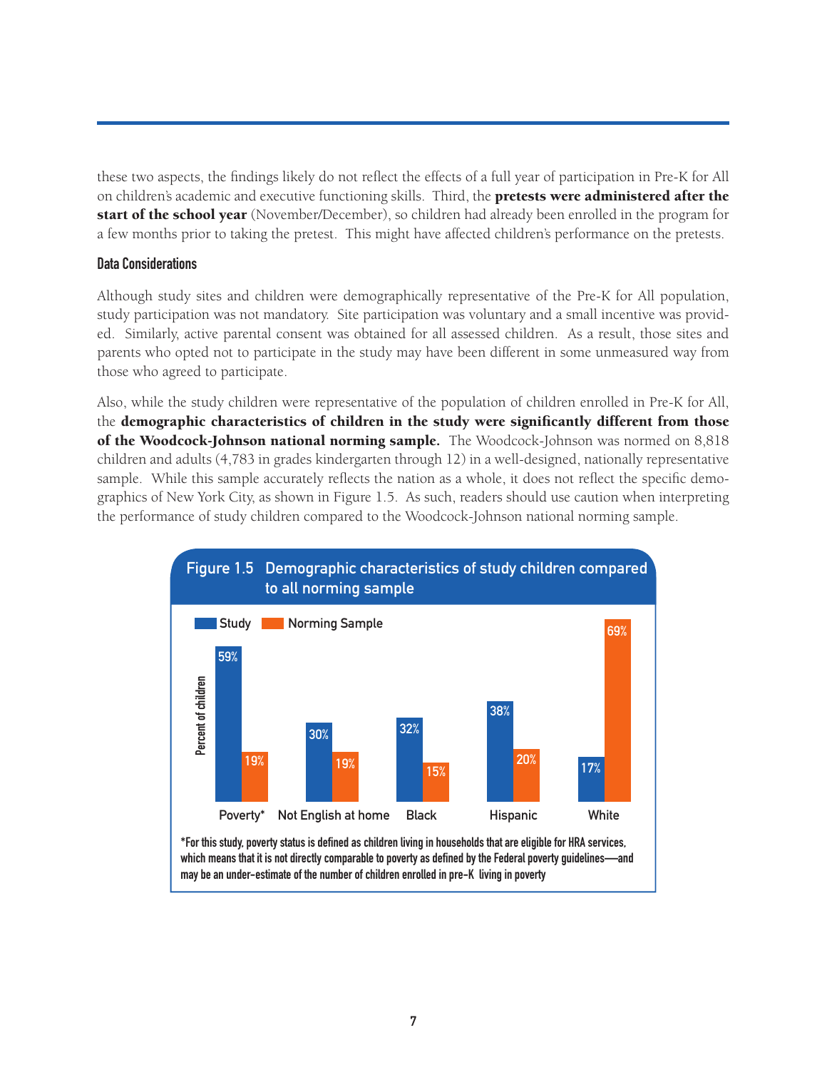these two aspects, the findings likely do not reflect the effects of a full year of participation in Pre-K for All on children's academic and executive functioning skills. Third, the **pretests were administered after the start of the school year** (November/December), so children had already been enrolled in the program for a few months prior to taking the pretest. This might have affected children's performance on the pretests.

### Data Considerations

Although study sites and children were demographically representative of the Pre-K for All population, study participation was not mandatory. Site participation was voluntary and a small incentive was provided. Similarly, active parental consent was obtained for all assessed children. As a result, those sites and parents who opted not to participate in the study may have been different in some unmeasured way from those who agreed to participate.

Also, while the study children were representative of the population of children enrolled in Pre-K for All, the **demographic characteristics of children in the study were significantly different from those of the Woodcock-Johnson national norming sample.** The Woodcock-Johnson was normed on 8,818 children and adults (4,783 in grades kindergarten through 12) in a well-designed, nationally representative sample. While this sample accurately reflects the nation as a whole, it does not reflect the specific demographics of New York City, as shown in Figure 1.5. As such, readers should use caution when interpreting the performance of study children compared to the Woodcock-Johnson national norming sample.

**Figure 1.5 Demographic characteristics of study children compared to all norming sample**

| Percent of children | Study | Norming Sample |
|---|---|---|
| Poverty* | 59% | 19% |
| Not English at home | 30% | 19% |
| Black | 32% | 15% |
| Hispanic | 38% | 20% |
| White | 17% | 69% |

*For this study, poverty status is defined as children living in households that are eligible for HRA services, which means that it is not directly comparable to poverty as defined by the Federal poverty guidelines—and may be an under-estimate of the number of children enrolled in pre-K living in poverty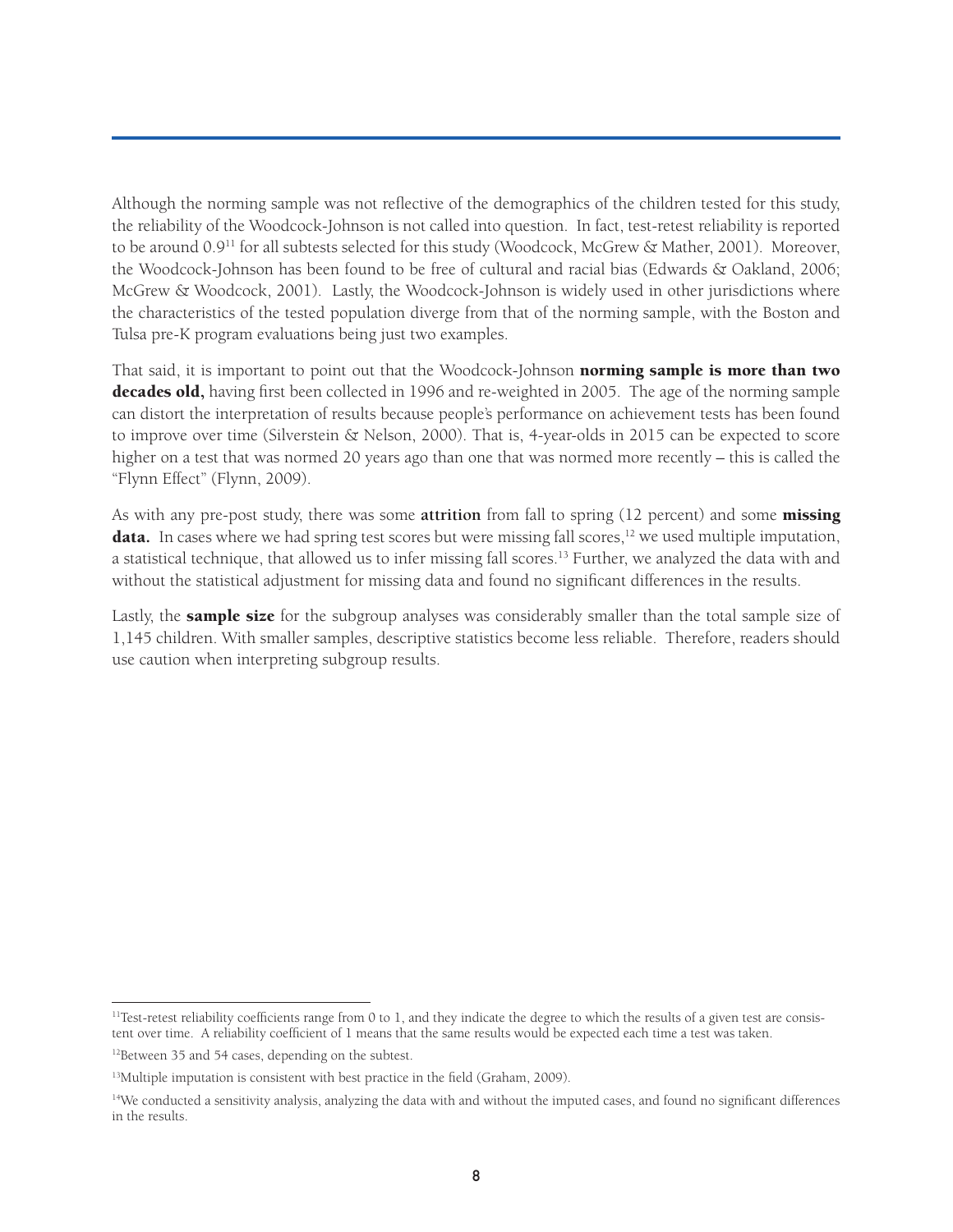Although the norming sample was not reflective of the demographics of the children tested for this study, the reliability of the Woodcock-Johnson is not called into question. In fact, test-retest reliability is reported to be around 0.9[11] for all subtests selected for this study (Woodcock, McGrew & Mather, 2001). Moreover, the Woodcock-Johnson has been found to be free of cultural and racial bias (Edwards & Oakland, 2006; McGrew & Woodcock, 2001). Lastly, the Woodcock-Johnson is widely used in other jurisdictions where the characteristics of the tested population diverge from that of the norming sample, with the Boston and Tulsa pre-K program evaluations being just two examples.

That said, it is important to point out that the Woodcock-Johnson **norming sample is more than two decades old,** having first been collected in 1996 and re-weighted in 2005. The age of the norming sample can distort the interpretation of results because people's performance on achievement tests has been found to improve over time (Silverstein & Nelson, 2000). That is, 4-year-olds in 2015 can be expected to score higher on a test that was normed 20 years ago than one that was normed more recently – this is called the "Flynn Effect" (Flynn, 2009).

As with any pre-post study, there was some **attrition** from fall to spring (12 percent) and some **missing data.** In cases where we had spring test scores but were missing fall scores,[12] we used multiple imputation, a statistical technique, that allowed us to infer missing fall scores.[13] Further, we analyzed the data with and without the statistical adjustment for missing data and found no significant differences in the results.

Lastly, the **sample size** for the subgroup analyses was considerably smaller than the total sample size of 1,145 children. With smaller samples, descriptive statistics become less reliable. Therefore, readers should use caution when interpreting subgroup results.

---

[11] Test-retest reliability coefficients range from 0 to 1, and they indicate the degree to which the results of a given test are consistent over time. A reliability coefficient of 1 means that the same results would be expected each time a test was taken.

[12] Between 35 and 54 cases, depending on the subtest.

[13] Multiple imputation is consistent with best practice in the field (Graham, 2009).

[14] We conducted a sensitivity analysis, analyzing the data with and without the imputed cases, and found no significant differences in the results.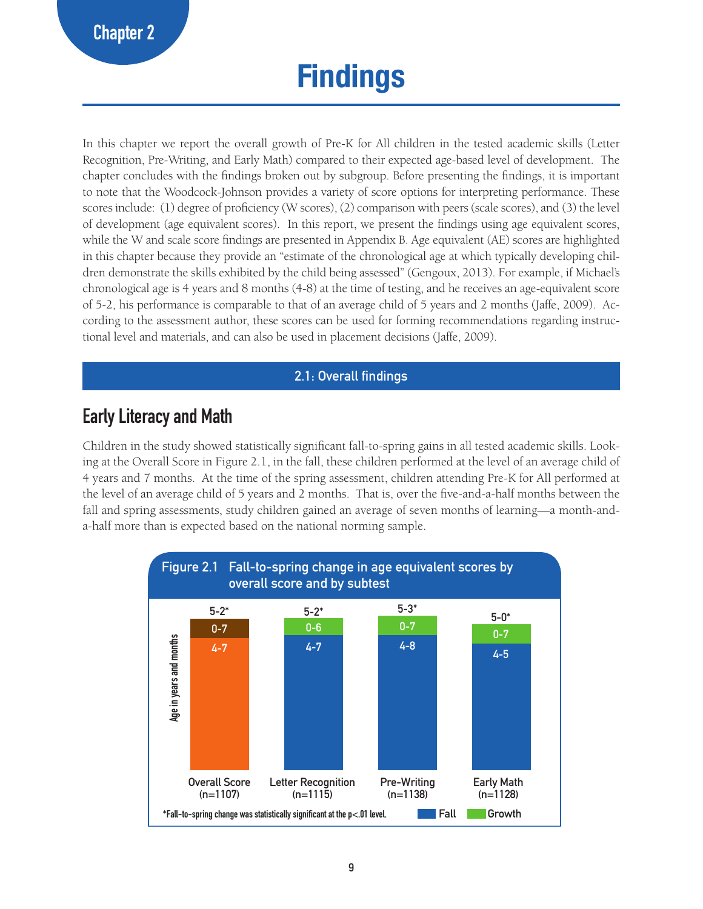Chapter 2

# Findings

In this chapter we report the overall growth of Pre-K for All children in the tested academic skills (Letter Recognition, Pre-Writing, and Early Math) compared to their expected age-based level of development. The chapter concludes with the findings broken out by subgroup. Before presenting the findings, it is important to note that the Woodcock-Johnson provides a variety of score options for interpreting performance. These scores include: (1) degree of proficiency (W scores), (2) comparison with peers (scale scores), and (3) the level of development (age equivalent scores). In this report, we present the findings using age equivalent scores, while the W and scale score findings are presented in Appendix B. Age equivalent (AE) scores are highlighted in this chapter because they provide an "estimate of the chronological age at which typically developing children demonstrate the skills exhibited by the child being assessed" (Gengoux, 2013). For example, if Michael's chronological age is 4 years and 8 months (4-8) at the time of testing, and he receives an age-equivalent score of 5-2, his performance is comparable to that of an average child of 5 years and 2 months (Jaffe, 2009). According to the assessment author, these scores can be used for forming recommendations regarding instructional level and materials, and can also be used in placement decisions (Jaffe, 2009).

## 2.1: Overall findings

### Early Literacy and Math

Children in the study showed statistically significant fall-to-spring gains in all tested academic skills. Looking at the Overall Score in Figure 2.1, in the fall, these children performed at the level of an average child of 4 years and 7 months. At the time of the spring assessment, children attending Pre-K for All performed at the level of an average child of 5 years and 2 months. That is, over the five-and-a-half months between the fall and spring assessments, study children gained an average of seven months of learning—a month-and-a-half more than is expected based on the national norming sample.

**Figure 2.1 Fall-to-spring change in age equivalent scores by overall score and by subtest**

| | Overall Score (n=1107) | Letter Recognition (n=1115) | Pre-Writing (n=1138) | Early Math (n=1128) |
|---|---|---|---|---|
| Fall | 4-7 | 4-7 | 4-8 | 4-5 |
| Growth | 0-7 | 0-6 | 0-7 | 0-7 |
| Spring | 5-2* | 5-2* | 5-3* | 5-0* |

Age in years and months

*Fall-to-spring change was statistically significant at the p<.01 level.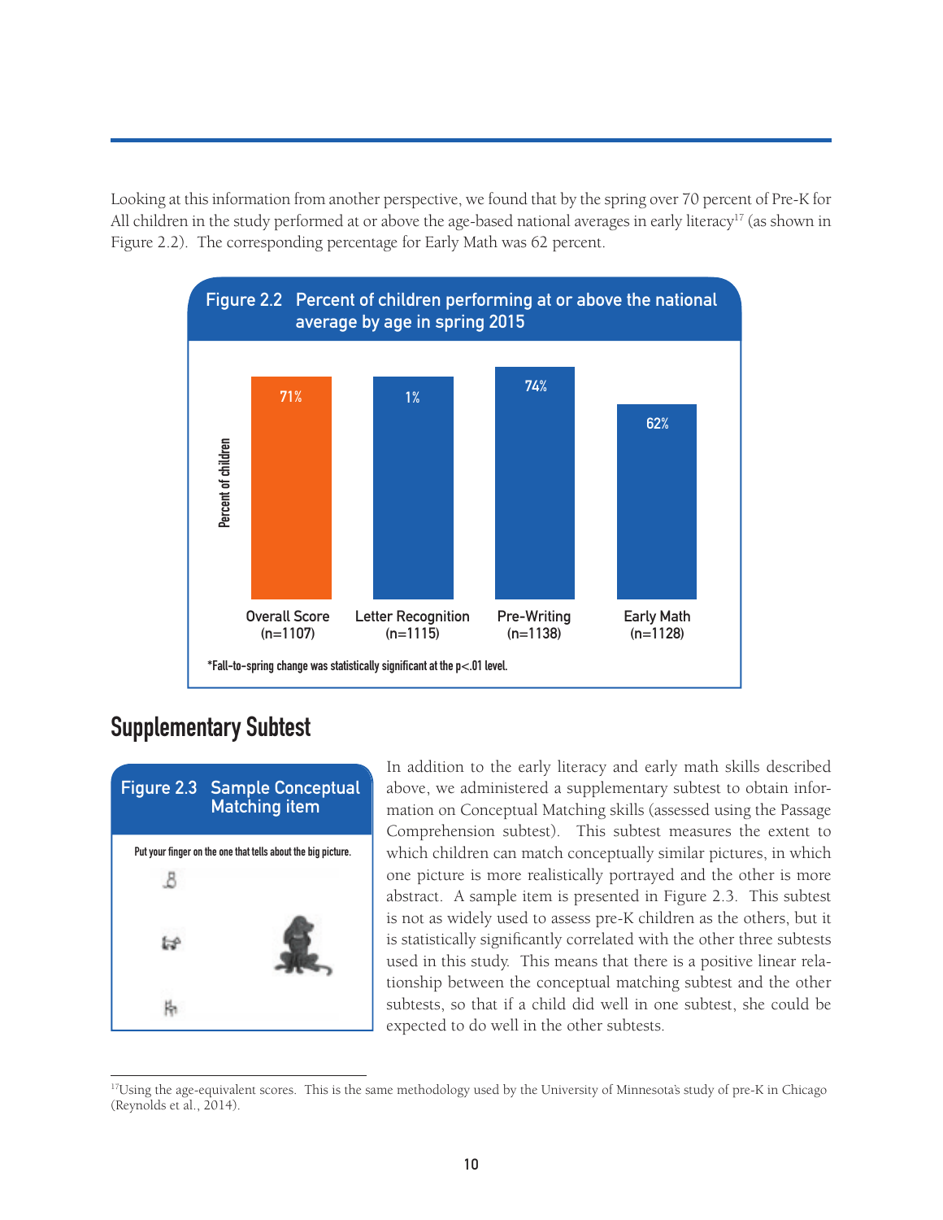Looking at this information from another perspective, we found that by the spring over 70 percent of Pre-K for All children in the study performed at or above the age-based national averages in early literacy[17] (as shown in Figure 2.2). The corresponding percentage for Early Math was 62 percent.

**Figure 2.2 Percent of children performing at or above the national average by age in spring 2015**

| | Overall Score (n=1107) | Letter Recognition (n=1115) | Pre-Writing (n=1138) | Early Math (n=1128) |
|---|---|---|---|---|
| Percent of children | 71% | 1% | 74% | 62% |

*Fall-to-spring change was statistically significant at the p<.01 level.

## Supplementary Subtest

**Figure 2.3 Sample Conceptual Matching item**

Put your finger on the one that tells about the big picture.

In addition to the early literacy and early math skills described above, we administered a supplementary subtest to obtain information on Conceptual Matching skills (assessed using the Passage Comprehension subtest). This subtest measures the extent to which children can match conceptually similar pictures, in which one picture is more realistically portrayed and the other is more abstract. A sample item is presented in Figure 2.3. This subtest is not as widely used to assess pre-K children as the others, but it is statistically significantly correlated with the other three subtests used in this study. This means that there is a positive linear relationship between the conceptual matching subtest and the other subtests, so that if a child did well in one subtest, she could be expected to do well in the other subtests.

[17] Using the age-equivalent scores. This is the same methodology used by the University of Minnesota's study of pre-K in Chicago (Reynolds et al., 2014).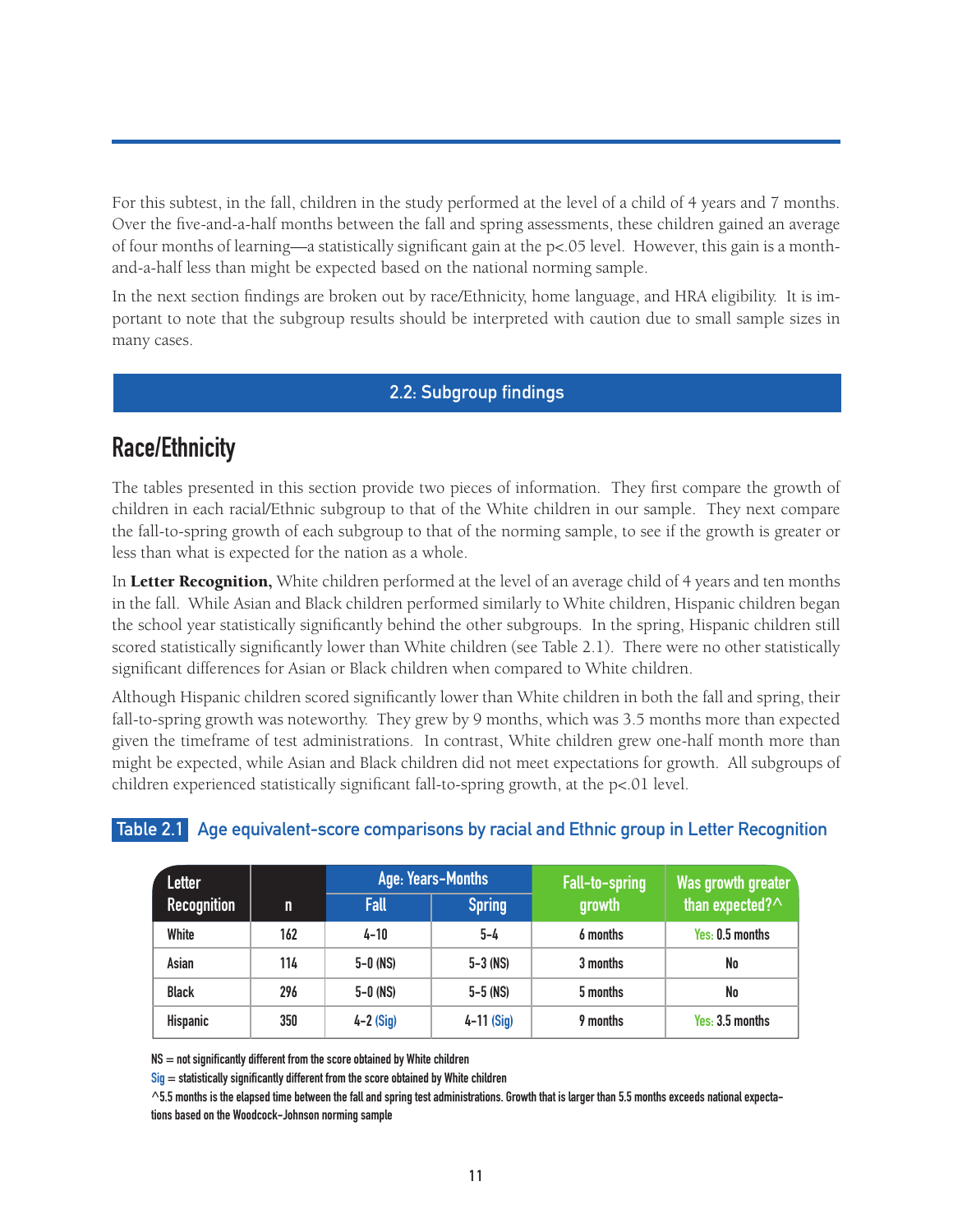For this subtest, in the fall, children in the study performed at the level of a child of 4 years and 7 months. Over the five-and-a-half months between the fall and spring assessments, these children gained an average of four months of learning—a statistically significant gain at the $p<.05$ level. However, this gain is a month-and-a-half less than might be expected based on the national norming sample.

In the next section findings are broken out by race/Ethnicity, home language, and HRA eligibility. It is important to note that the subgroup results should be interpreted with caution due to small sample sizes in many cases.

## 2.2: Subgroup findings

### Race/Ethnicity

The tables presented in this section provide two pieces of information. They first compare the growth of children in each racial/Ethnic subgroup to that of the White children in our sample. They next compare the fall-to-spring growth of each subgroup to that of the norming sample, to see if the growth is greater or less than what is expected for the nation as a whole.

In **Letter Recognition,** White children performed at the level of an average child of 4 years and ten months in the fall. While Asian and Black children performed similarly to White children, Hispanic children began the school year statistically significantly behind the other subgroups. In the spring, Hispanic children still scored statistically significantly lower than White children (see Table 2.1). There were no other statistically significant differences for Asian or Black children when compared to White children.

Although Hispanic children scored significantly lower than White children in both the fall and spring, their fall-to-spring growth was noteworthy. They grew by 9 months, which was 3.5 months more than expected given the timeframe of test administrations. In contrast, White children grew one-half month more than might be expected, while Asian and Black children did not meet expectations for growth. All subgroups of children experienced statistically significant fall-to-spring growth, at the $p<.01$ level.

**Table 2.1** Age equivalent-score comparisons by racial and Ethnic group in Letter Recognition

| Letter Recognition | n | Age: Years-Months | | Fall-to-spring growth | Was growth greater than expected?^ |
|---|---|---|---|---|---|
| | | Fall | Spring | | |
| White | 162 | 4-10 | 5-4 | 6 months | Yes: 0.5 months |
| Asian | 114 | 5-0 (NS) | 5-3 (NS) | 3 months | No |
| Black | 296 | 5-0 (NS) | 5-5 (NS) | 5 months | No |
| Hispanic | 350 | 4-2 (Sig) | 4-11 (Sig) | 9 months | Yes: 3.5 months |

NS = not significantly different from the score obtained by White children

Sig = statistically significantly different from the score obtained by White children

^5.5 months is the elapsed time between the fall and spring test administrations. Growth that is larger than 5.5 months exceeds national expectations based on the Woodcock-Johnson norming sample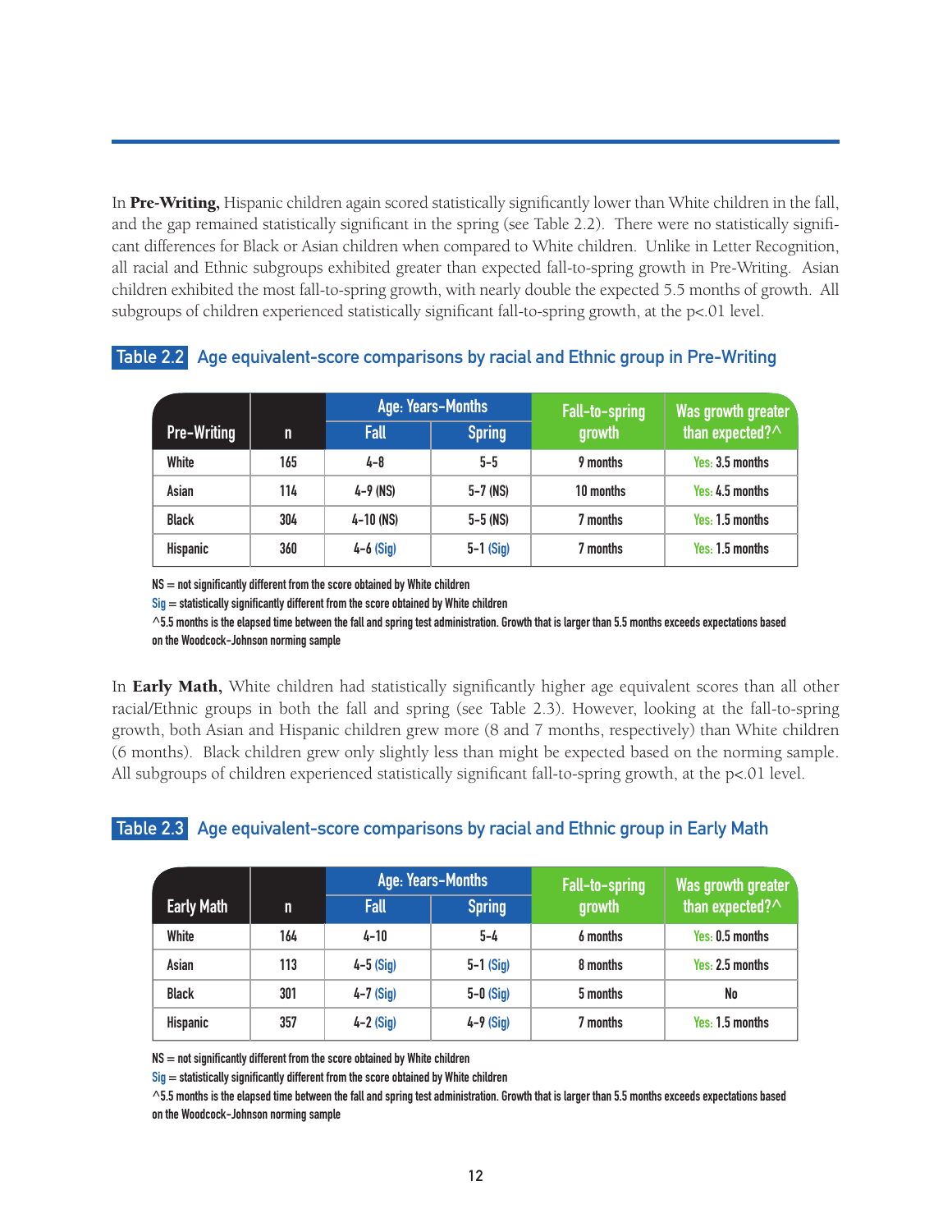In **Pre-Writing,** Hispanic children again scored statistically significantly lower than White children in the fall, and the gap remained statistically significant in the spring (see Table 2.2). There were no statistically significant differences for Black or Asian children when compared to White children. Unlike in Letter Recognition, all racial and Ethnic subgroups exhibited greater than expected fall-to-spring growth in Pre-Writing. Asian children exhibited the most fall-to-spring growth, with nearly double the expected 5.5 months of growth. All subgroups of children experienced statistically significant fall-to-spring growth, at the p<.01 level.

**Table 2.2** Age equivalent-score comparisons by racial and Ethnic group in Pre-Writing

| Pre-Writing | n | Age: Years-Months | | Fall-to-spring growth | Was growth greater than expected?^ |
|---|---|---|---|---|---|
| | | Fall | Spring | | |
| White | 165 | 4-8 | 5-5 | 9 months | Yes: 3.5 months |
| Asian | 114 | 4-9 (NS) | 5-7 (NS) | 10 months | Yes: 4.5 months |
| Black | 304 | 4-10 (NS) | 5-5 (NS) | 7 months | Yes: 1.5 months |
| Hispanic | 360 | 4-6 (Sig) | 5-1 (Sig) | 7 months | Yes: 1.5 months |

NS = not significantly different from the score obtained by White children

Sig = statistically significantly different from the score obtained by White children

^5.5 months is the elapsed time between the fall and spring test administration. Growth that is larger than 5.5 months exceeds expectations based on the Woodcock-Johnson norming sample

In **Early Math,** White children had statistically significantly higher age equivalent scores than all other racial/Ethnic groups in both the fall and spring (see Table 2.3). However, looking at the fall-to-spring growth, both Asian and Hispanic children grew more (8 and 7 months, respectively) than White children (6 months). Black children grew only slightly less than might be expected based on the norming sample. All subgroups of children experienced statistically significant fall-to-spring growth, at the p<.01 level.

**Table 2.3** Age equivalent-score comparisons by racial and Ethnic group in Early Math

| Early Math | n | Age: Years-Months | | Fall-to-spring growth | Was growth greater than expected?^ |
|---|---|---|---|---|---|
| | | Fall | Spring | | |
| White | 164 | 4-10 | 5-4 | 6 months | Yes: 0.5 months |
| Asian | 113 | 4-5 (Sig) | 5-1 (Sig) | 8 months | Yes: 2.5 months |
| Black | 301 | 4-7 (Sig) | 5-0 (Sig) | 5 months | No |
| Hispanic | 357 | 4-2 (Sig) | 4-9 (Sig) | 7 months | Yes: 1.5 months |

NS = not significantly different from the score obtained by White children

Sig = statistically significantly different from the score obtained by White children

^5.5 months is the elapsed time between the fall and spring test administration. Growth that is larger than 5.5 months exceeds expectations based on the Woodcock-Johnson norming sample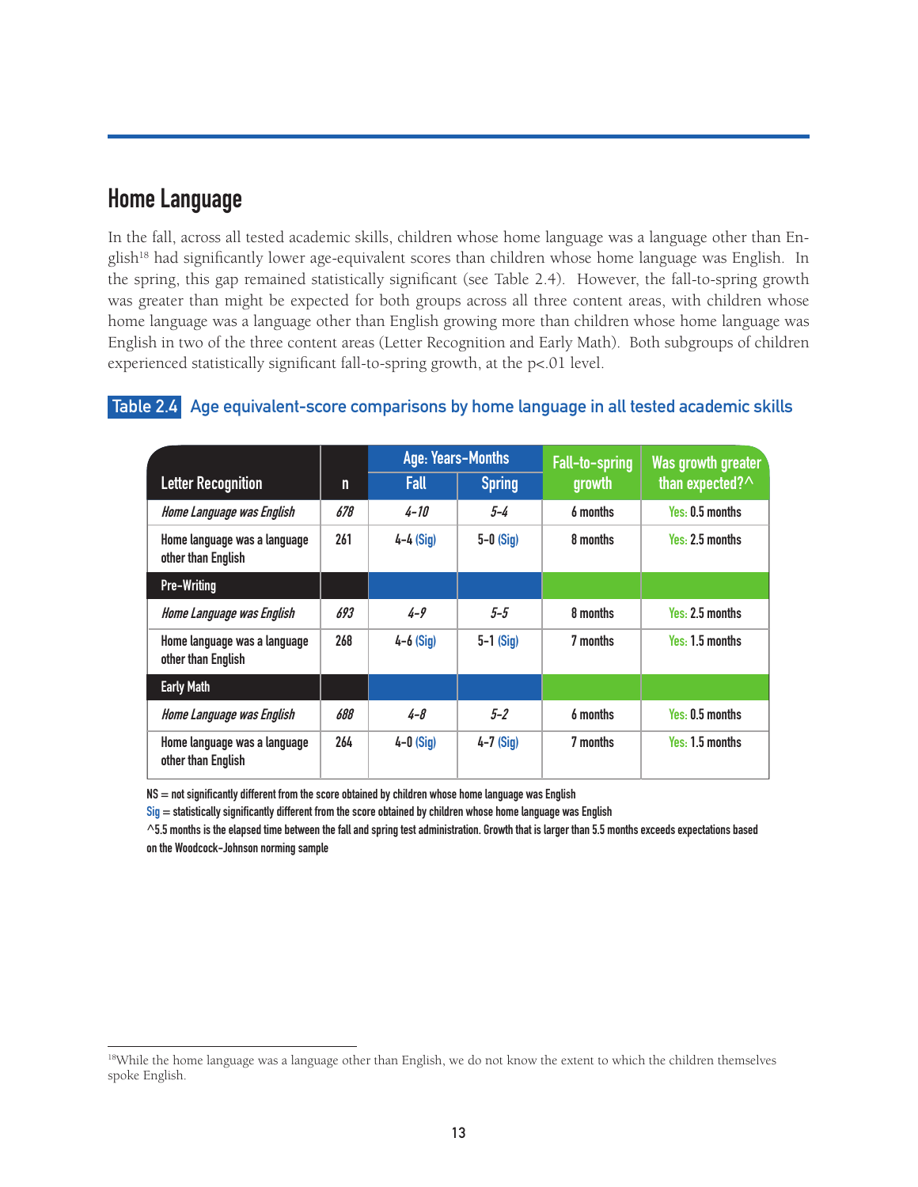## Home Language

In the fall, across all tested academic skills, children whose home language was a language other than English[18] had significantly lower age-equivalent scores than children whose home language was English. In the spring, this gap remained statistically significant (see Table 2.4). However, the fall-to-spring growth was greater than might be expected for both groups across all three content areas, with children whose home language was a language other than English growing more than children whose home language was English in two of the three content areas (Letter Recognition and Early Math). Both subgroups of children experienced statistically significant fall-to-spring growth, at the p<.01 level.

**Table 2.4** Age equivalent-score comparisons by home language in all tested academic skills

| | | Age: Years-Months | | Fall-to-spring growth | Was growth greater than expected?^ |
|---|---|---|---|---|---|
| **Letter Recognition** | **n** | **Fall** | **Spring** | | |
| *Home Language was English* | *678* | *4-10* | *5-4* | 6 months | Yes: 0.5 months |
| Home language was a language other than English | 261 | 4-4 (Sig) | 5-0 (Sig) | 8 months | Yes: 2.5 months |
| **Pre-Writing** | | | | | |
| *Home Language was English* | *693* | *4-9* | *5-5* | 8 months | Yes: 2.5 months |
| Home language was a language other than English | 268 | 4-6 (Sig) | 5-1 (Sig) | 7 months | Yes: 1.5 months |
| **Early Math** | | | | | |
| *Home Language was English* | *688* | *4-8* | *5-2* | 6 months | Yes: 0.5 months |
| Home language was a language other than English | 264 | 4-0 (Sig) | 4-7 (Sig) | 7 months | Yes: 1.5 months |

NS = not significantly different from the score obtained by children whose home language was English

Sig = statistically significantly different from the score obtained by children whose home language was English

^5.5 months is the elapsed time between the fall and spring test administration. Growth that is larger than 5.5 months exceeds expectations based on the Woodcock-Johnson norming sample

[18] While the home language was a language other than English, we do not know the extent to which the children themselves spoke English.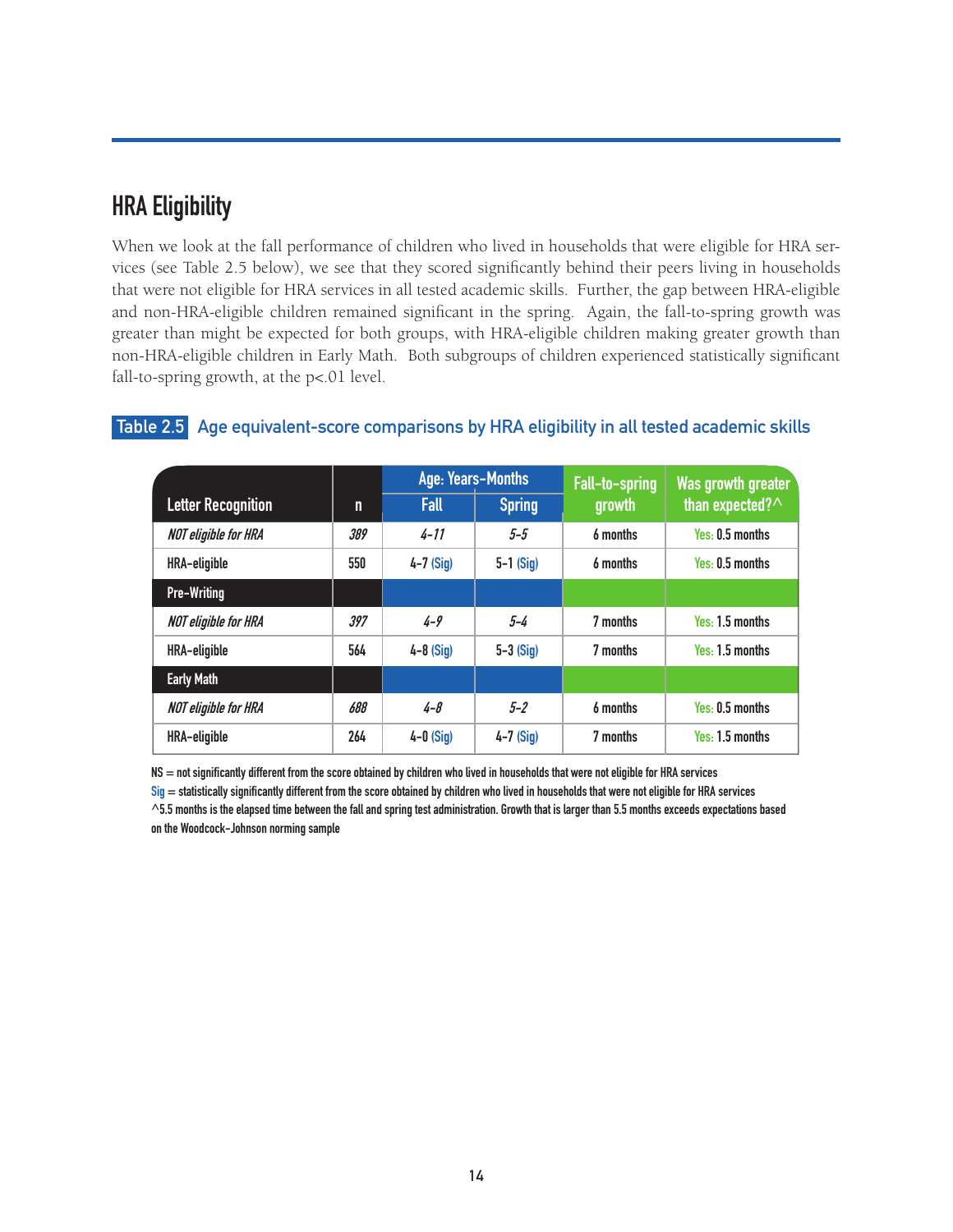## HRA Eligibility

When we look at the fall performance of children who lived in households that were eligible for HRA services (see Table 2.5 below), we see that they scored significantly behind their peers living in households that were not eligible for HRA services in all tested academic skills. Further, the gap between HRA-eligible and non-HRA-eligible children remained significant in the spring. Again, the fall-to-spring growth was greater than might be expected for both groups, with HRA-eligible children making greater growth than non-HRA-eligible children in Early Math. Both subgroups of children experienced statistically significant fall-to-spring growth, at the p<.01 level.

**Table 2.5** Age equivalent-score comparisons by HRA eligibility in all tested academic skills

| Letter Recognition | n | Age: Years-Months Fall | Age: Years-Months Spring | Fall-to-spring growth | Was growth greater than expected?^ |
|---|---|---|---|---|---|
| *NOT eligible for HRA* | *389* | *4-11* | *5-5* | 6 months | Yes: 0.5 months |
| HRA-eligible | 550 | 4-7 (Sig) | 5-1 (Sig) | 6 months | Yes: 0.5 months |
| **Pre-Writing** | | | | | |
| *NOT eligible for HRA* | *397* | *4-9* | *5-4* | 7 months | Yes: 1.5 months |
| HRA-eligible | 564 | 4-8 (Sig) | 5-3 (Sig) | 7 months | Yes: 1.5 months |
| **Early Math** | | | | | |
| *NOT eligible for HRA* | *688* | *4-8* | *5-2* | 6 months | Yes: 0.5 months |
| HRA-eligible | 264 | 4-0 (Sig) | 4-7 (Sig) | 7 months | Yes: 1.5 months |

NS = not significantly different from the score obtained by children who lived in households that were not eligible for HRA services
Sig = statistically significantly different from the score obtained by children who lived in households that were not eligible for HRA services
^5.5 months is the elapsed time between the fall and spring test administration. Growth that is larger than 5.5 months exceeds expectations based on the Woodcock-Johnson norming sample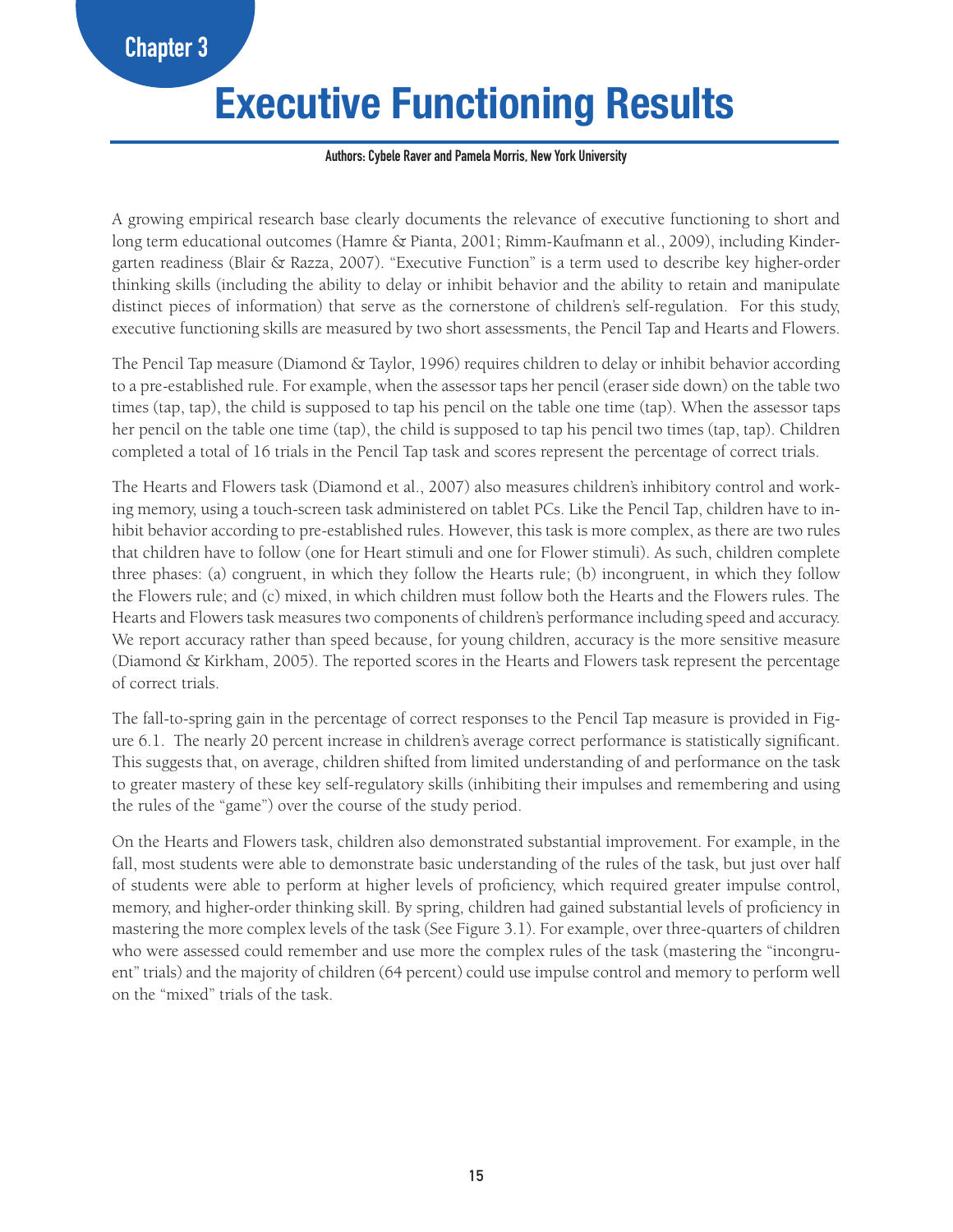Chapter 3

# Executive Functioning Results

**Authors: Cybele Raver and Pamela Morris, New York University**

A growing empirical research base clearly documents the relevance of executive functioning to short and long term educational outcomes (Hamre & Pianta, 2001; Rimm-Kaufmann et al., 2009), including Kindergarten readiness (Blair & Razza, 2007). "Executive Function" is a term used to describe key higher-order thinking skills (including the ability to delay or inhibit behavior and the ability to retain and manipulate distinct pieces of information) that serve as the cornerstone of children's self-regulation. For this study, executive functioning skills are measured by two short assessments, the Pencil Tap and Hearts and Flowers.

The Pencil Tap measure (Diamond & Taylor, 1996) requires children to delay or inhibit behavior according to a pre-established rule. For example, when the assessor taps her pencil (eraser side down) on the table two times (tap, tap), the child is supposed to tap his pencil on the table one time (tap). When the assessor taps her pencil on the table one time (tap), the child is supposed to tap his pencil two times (tap, tap). Children completed a total of 16 trials in the Pencil Tap task and scores represent the percentage of correct trials.

The Hearts and Flowers task (Diamond et al., 2007) also measures children's inhibitory control and working memory, using a touch-screen task administered on tablet PCs. Like the Pencil Tap, children have to inhibit behavior according to pre-established rules. However, this task is more complex, as there are two rules that children have to follow (one for Heart stimuli and one for Flower stimuli). As such, children complete three phases: (a) congruent, in which they follow the Hearts rule; (b) incongruent, in which they follow the Flowers rule; and (c) mixed, in which children must follow both the Hearts and the Flowers rules. The Hearts and Flowers task measures two components of children's performance including speed and accuracy. We report accuracy rather than speed because, for young children, accuracy is the more sensitive measure (Diamond & Kirkham, 2005). The reported scores in the Hearts and Flowers task represent the percentage of correct trials.

The fall-to-spring gain in the percentage of correct responses to the Pencil Tap measure is provided in Figure 6.1. The nearly 20 percent increase in children's average correct performance is statistically significant. This suggests that, on average, children shifted from limited understanding of and performance on the task to greater mastery of these key self-regulatory skills (inhibiting their impulses and remembering and using the rules of the "game") over the course of the study period.

On the Hearts and Flowers task, children also demonstrated substantial improvement. For example, in the fall, most students were able to demonstrate basic understanding of the rules of the task, but just over half of students were able to perform at higher levels of proficiency, which required greater impulse control, memory, and higher-order thinking skill. By spring, children had gained substantial levels of proficiency in mastering the more complex levels of the task (See Figure 3.1). For example, over three-quarters of children who were assessed could remember and use more the complex rules of the task (mastering the "incongruent" trials) and the majority of children (64 percent) could use impulse control and memory to perform well on the "mixed" trials of the task.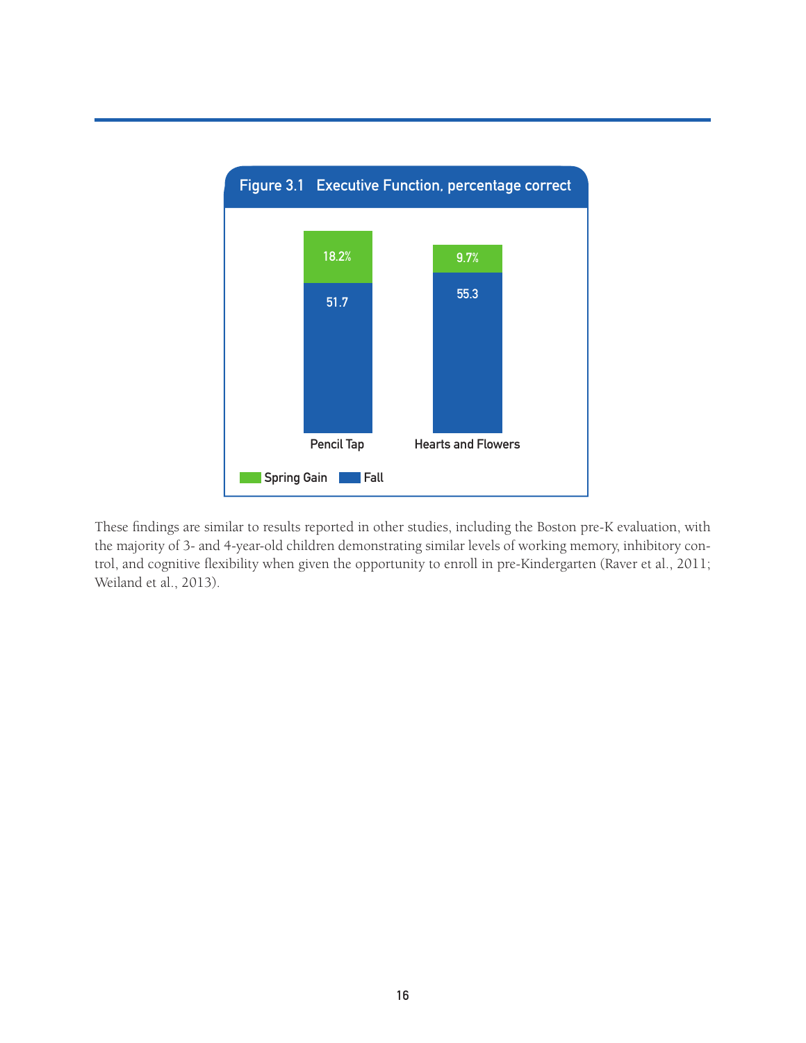**Figure 3.1 Executive Function, percentage correct**

| | Fall | Spring Gain |
|---|---|---|
| Pencil Tap | 51.7 | 18.2% |
| Hearts and Flowers | 55.3 | 9.7% |

These findings are similar to results reported in other studies, including the Boston pre-K evaluation, with the majority of 3- and 4-year-old children demonstrating similar levels of working memory, inhibitory control, and cognitive flexibility when given the opportunity to enroll in pre-Kindergarten (Raver et al., 2011; Weiland et al., 2013).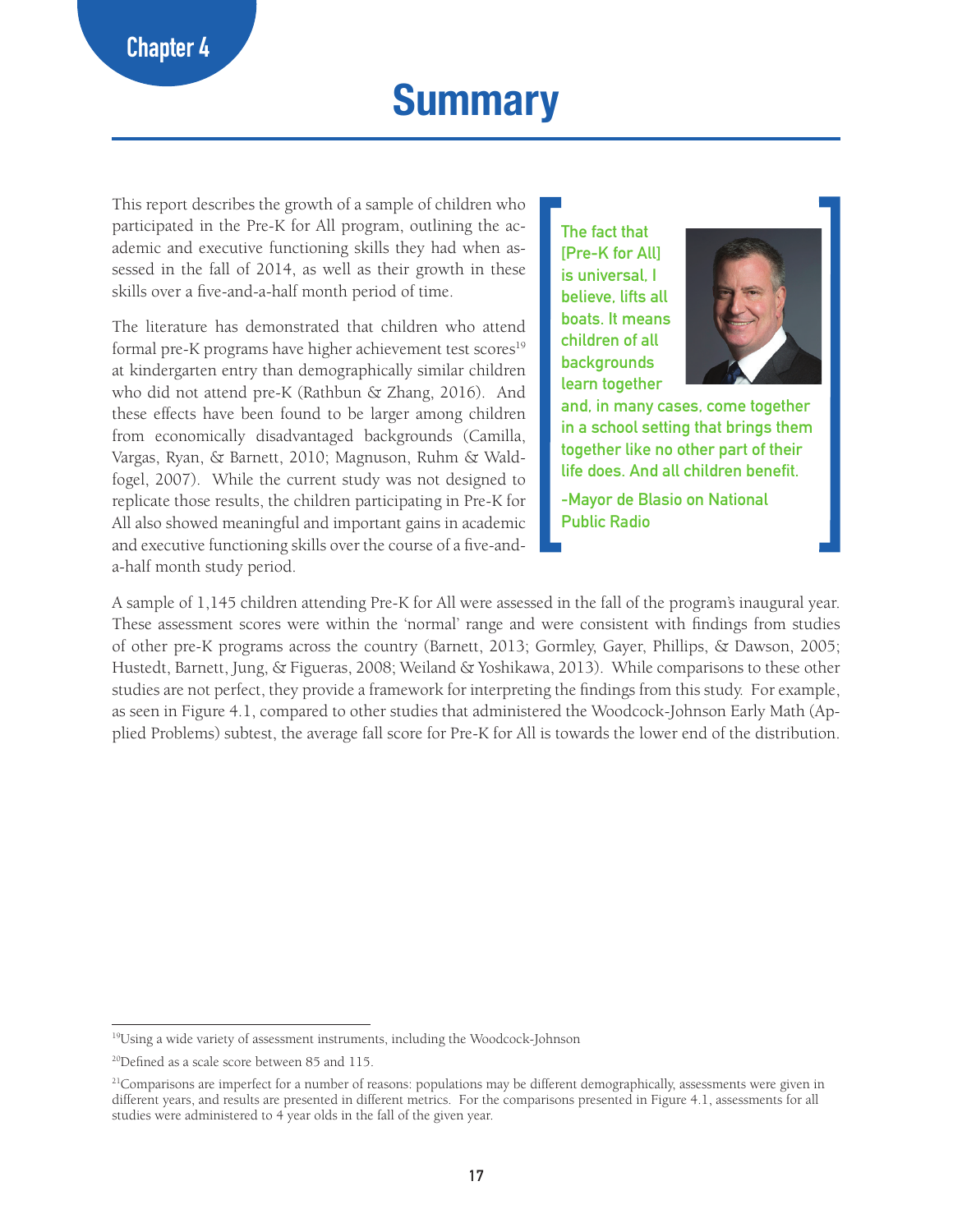Chapter 4

# Summary

This report describes the growth of a sample of children who participated in the Pre-K for All program, outlining the academic and executive functioning skills they had when assessed in the fall of 2014, as well as their growth in these skills over a five-and-a-half month period of time.

The literature has demonstrated that children who attend formal pre-K programs have higher achievement test scores[19] at kindergarten entry than demographically similar children who did not attend pre-K (Rathbun & Zhang, 2016). And these effects have been found to be larger among children from economically disadvantaged backgrounds (Camilla, Vargas, Ryan, & Barnett, 2010; Magnuson, Ruhm & Waldfogel, 2007). While the current study was not designed to replicate those results, the children participating in Pre-K for All also showed meaningful and important gains in academic and executive functioning skills over the course of a five-and-a-half month study period.

> The fact that [Pre-K for All] is universal, I believe, lifts all boats. It means children of all backgrounds learn together and, in many cases, come together in a school setting that brings them together like no other part of their life does. And all children benefit.
>
> -Mayor de Blasio on National Public Radio

A sample of 1,145 children attending Pre-K for All were assessed in the fall of the program's inaugural year. These assessment scores were within the 'normal' range and were consistent with findings from studies of other pre-K programs across the country (Barnett, 2013; Gormley, Gayer, Phillips, & Dawson, 2005; Hustedt, Barnett, Jung, & Figueras, 2008; Weiland & Yoshikawa, 2013). While comparisons to these other studies are not perfect, they provide a framework for interpreting the findings from this study. For example, as seen in Figure 4.1, compared to other studies that administered the Woodcock-Johnson Early Math (Applied Problems) subtest, the average fall score for Pre-K for All is towards the lower end of the distribution.

---

[19]Using a wide variety of assessment instruments, including the Woodcock-Johnson

[20]Defined as a scale score between 85 and 115.

[21]Comparisons are imperfect for a number of reasons: populations may be different demographically, assessments were given in different years, and results are presented in different metrics. For the comparisons presented in Figure 4.1, assessments for all studies were administered to 4 year olds in the fall of the given year.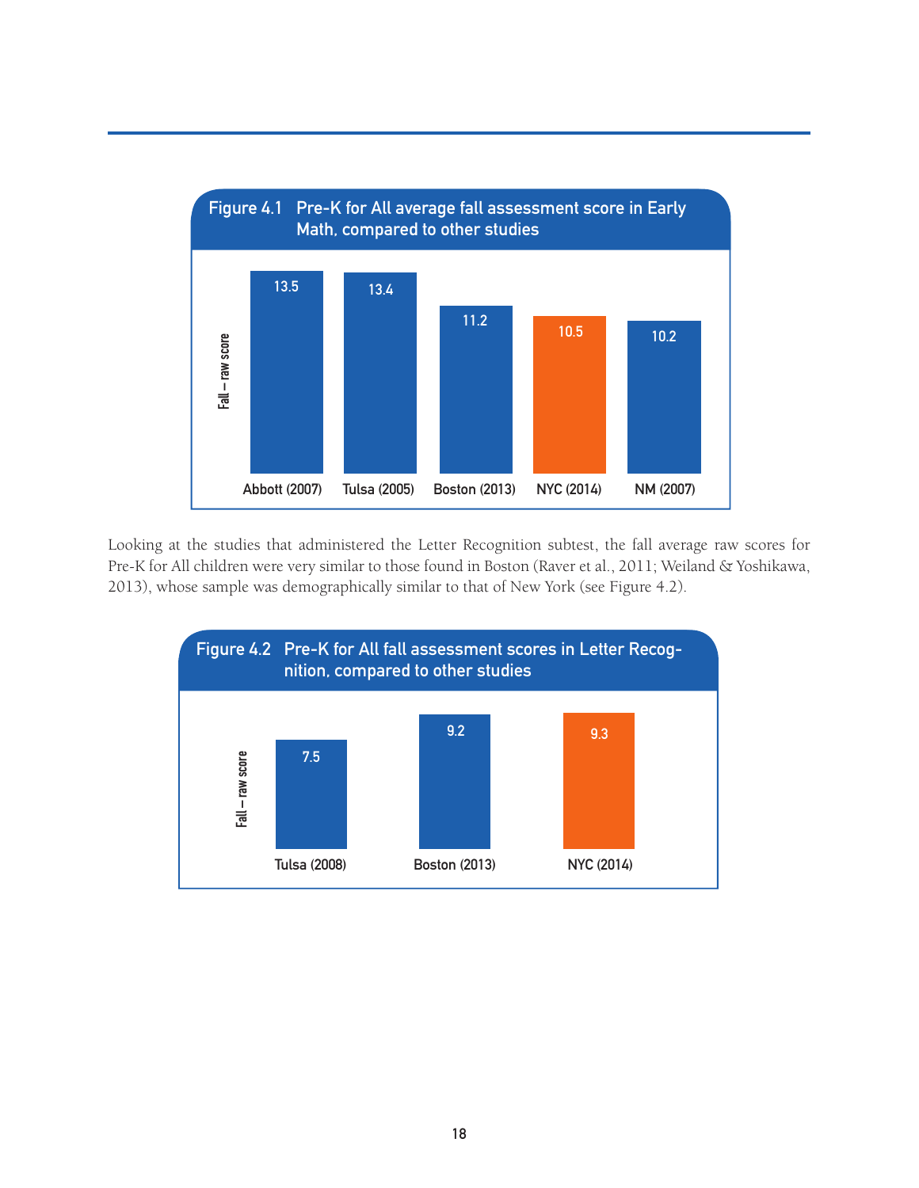**Figure 4.1 Pre-K for All average fall assessment score in Early Math, compared to other studies**

| Study | Fall – raw score |
| --- | --- |
| Abbott (2007) | 13.5 |
| Tulsa (2005) | 13.4 |
| Boston (2013) | 11.2 |
| NYC (2014) | 10.5 |
| NM (2007) | 10.2 |

Looking at the studies that administered the Letter Recognition subtest, the fall average raw scores for Pre-K for All children were very similar to those found in Boston (Raver et al., 2011; Weiland & Yoshikawa, 2013), whose sample was demographically similar to that of New York (see Figure 4.2).

**Figure 4.2 Pre-K for All fall assessment scores in Letter Recognition, compared to other studies**

| Study | Fall – raw score |
| --- | --- |
| Tulsa (2008) | 7.5 |
| Boston (2013) | 9.2 |
| NYC (2014) | 9.3 |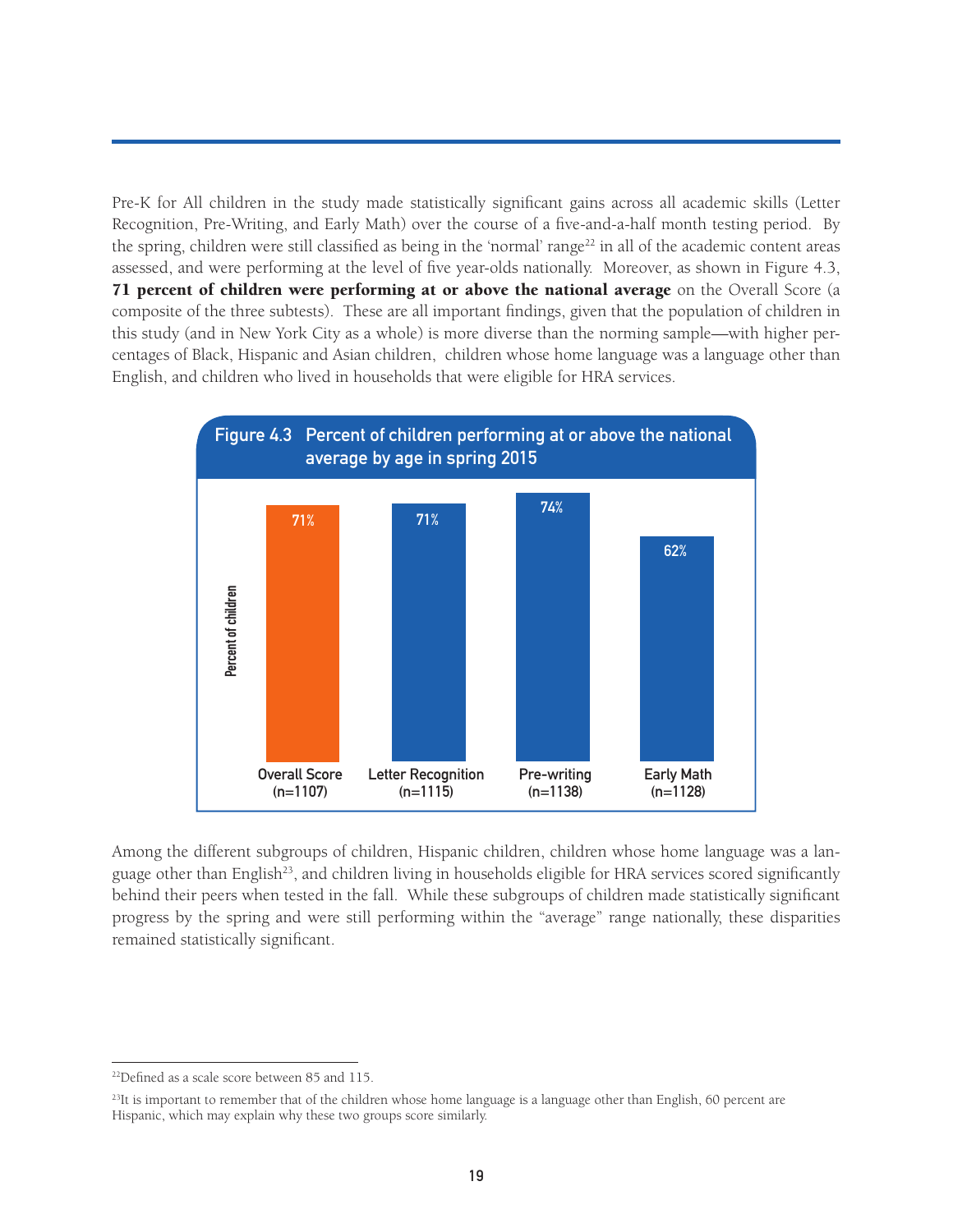Pre-K for All children in the study made statistically significant gains across all academic skills (Letter Recognition, Pre-Writing, and Early Math) over the course of a five-and-a-half month testing period. By the spring, children were still classified as being in the 'normal' range[22] in all of the academic content areas assessed, and were performing at the level of five year-olds nationally. Moreover, as shown in Figure 4.3, **71 percent of children were performing at or above the national average** on the Overall Score (a composite of the three subtests). These are all important findings, given that the population of children in this study (and in New York City as a whole) is more diverse than the norming sample—with higher percentages of Black, Hispanic and Asian children, children whose home language was a language other than English, and children who lived in households that were eligible for HRA services.

**Figure 4.3 Percent of children performing at or above the national average by age in spring 2015**

| | Overall Score (n=1107) | Letter Recognition (n=1115) | Pre-writing (n=1138) | Early Math (n=1128) |
|---|---|---|---|---|
| Percent of children | 71% | 71% | 74% | 62% |

Among the different subgroups of children, Hispanic children, children whose home language was a language other than English[23], and children living in households eligible for HRA services scored significantly behind their peers when tested in the fall. While these subgroups of children made statistically significant progress by the spring and were still performing within the "average" range nationally, these disparities remained statistically significant.

[22] Defined as a scale score between 85 and 115.

[23] It is important to remember that of the children whose home language is a language other than English, 60 percent are Hispanic, which may explain why these two groups score similarly.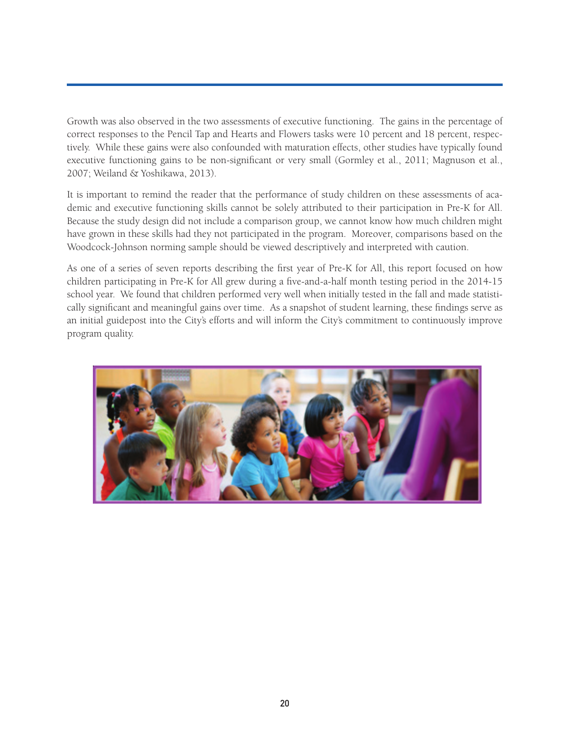Growth was also observed in the two assessments of executive functioning. The gains in the percentage of correct responses to the Pencil Tap and Hearts and Flowers tasks were 10 percent and 18 percent, respectively. While these gains were also confounded with maturation effects, other studies have typically found executive functioning gains to be non-significant or very small (Gormley et al., 2011; Magnuson et al., 2007; Weiland & Yoshikawa, 2013).

It is important to remind the reader that the performance of study children on these assessments of academic and executive functioning skills cannot be solely attributed to their participation in Pre-K for All. Because the study design did not include a comparison group, we cannot know how much children might have grown in these skills had they not participated in the program. Moreover, comparisons based on the Woodcock-Johnson norming sample should be viewed descriptively and interpreted with caution.

As one of a series of seven reports describing the first year of Pre-K for All, this report focused on how children participating in Pre-K for All grew during a five-and-a-half month testing period in the 2014-15 school year. We found that children performed very well when initially tested in the fall and made statistically significant and meaningful gains over time. As a snapshot of student learning, these findings serve as an initial guidepost into the City's efforts and will inform the City's commitment to continuously improve program quality.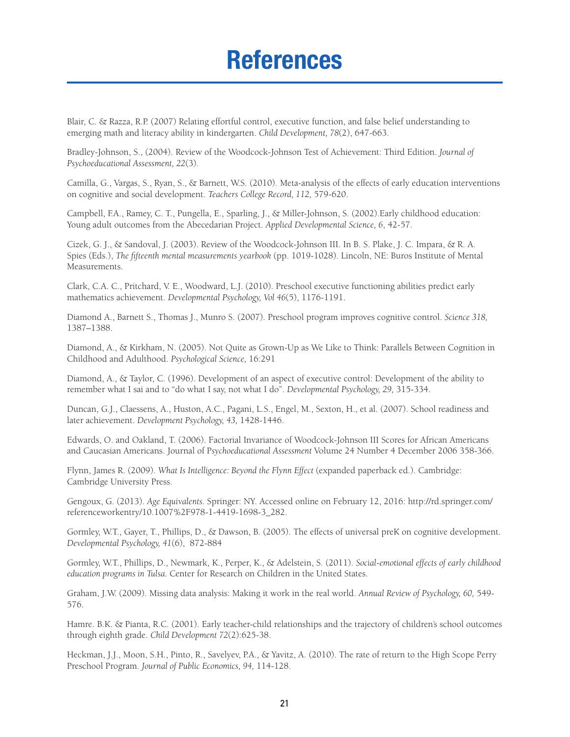# References

Blair, C. & Razza, R.P. (2007) Relating effortful control, executive function, and false belief understanding to emerging math and literacy ability in kindergarten. *Child Development, 78*(2), 647-663.

Bradley-Johnson, S., (2004). Review of the Woodcock-Johnson Test of Achievement: Third Edition. *Journal of Psychoeducational Assessment, 22*(3).

Camilla, G., Vargas, S., Ryan, S., & Barnett, W.S. (2010). Meta-analysis of the effects of early education interventions on cognitive and social development. *Teachers College Record, 112,* 579-620.

Campbell, F.A., Ramey, C. T., Pungella, E., Sparling, J., & Miller-Johnson, S. (2002).Early childhood education: Young adult outcomes from the Abecedarian Project. *Applied Developmental Science, 6*, 42-57.

Cizek, G. J., & Sandoval, J. (2003). Review of the Woodcock-Johnson III. In B. S. Plake, J. C. Impara, & R. A. Spies (Eds.), *The fifteenth mental measurements yearbook* (pp. 1019-1028). Lincoln, NE: Buros Institute of Mental Measurements.

Clark, C.A. C., Pritchard, V. E., Woodward, L.J. (2010). Preschool executive functioning abilities predict early mathematics achievement. *Developmental Psychology, Vol 46*(5), 1176-1191.

Diamond A., Barnett S., Thomas J., Munro S. (2007). Preschool program improves cognitive control. *Science 318,* 1387–1388.

Diamond, A., & Kirkham, N. (2005). Not Quite as Grown-Up as We Like to Think: Parallels Between Cognition in Childhood and Adulthood. *Psychological Science,* 16:291

Diamond, A., & Taylor, C. (1996). Development of an aspect of executive control: Development of the ability to remember what I sai and to "do what I say, not what I do". *Developmental Psychology, 29,* 315-334.

Duncan, G.J., Claessens, A., Huston, A.C., Pagani, L.S., Engel, M., Sexton, H., et al. (2007). School readiness and later achievement. *Development Psychology, 43,* 1428-1446.

Edwards, O. and Oakland, T. (2006). Factorial Invariance of Woodcock-Johnson III Scores for African Americans and Caucasian Americans. Journal of P*sychoeducational Assessment* Volume 24 Number 4 December 2006 358-366.

Flynn, James R. (2009). *What Is Intelligence: Beyond the Flynn Effect* (expanded paperback ed.). Cambridge: Cambridge University Press.

Gengoux, G. (2013). *Age Equivalents.* Springer: NY. Accessed online on February 12, 2016: http://rd.springer.com/referenceworkentry/10.1007%2F978-1-4419-1698-3_282.

Gormley, W.T., Gayer, T., Phillips, D., & Dawson, B. (2005). The effects of universal preK on cognitive development. *Developmental Psychology, 41*(6), 872-884

Gormley, W.T., Phillips, D., Newmark, K., Perper, K., & Adelstein, S. (2011). *Social-emotional effects of early childhood education programs in Tulsa.* Center for Research on Children in the United States.

Graham, J.W. (2009). Missing data analysis: Making it work in the real world. *Annual Review of Psychology, 60,* 549-576.

Hamre. B.K. & Pianta, R.C. (2001). Early teacher-child relationships and the trajectory of children's school outcomes through eighth grade. *Child Development* 72(2):625-38.

Heckman, J.J., Moon, S.H., Pinto, R., Savelyev, P.A., & Yavitz, A. (2010). The rate of return to the High Scope Perry Preschool Program. *Journal of Public Economics, 94,* 114-128.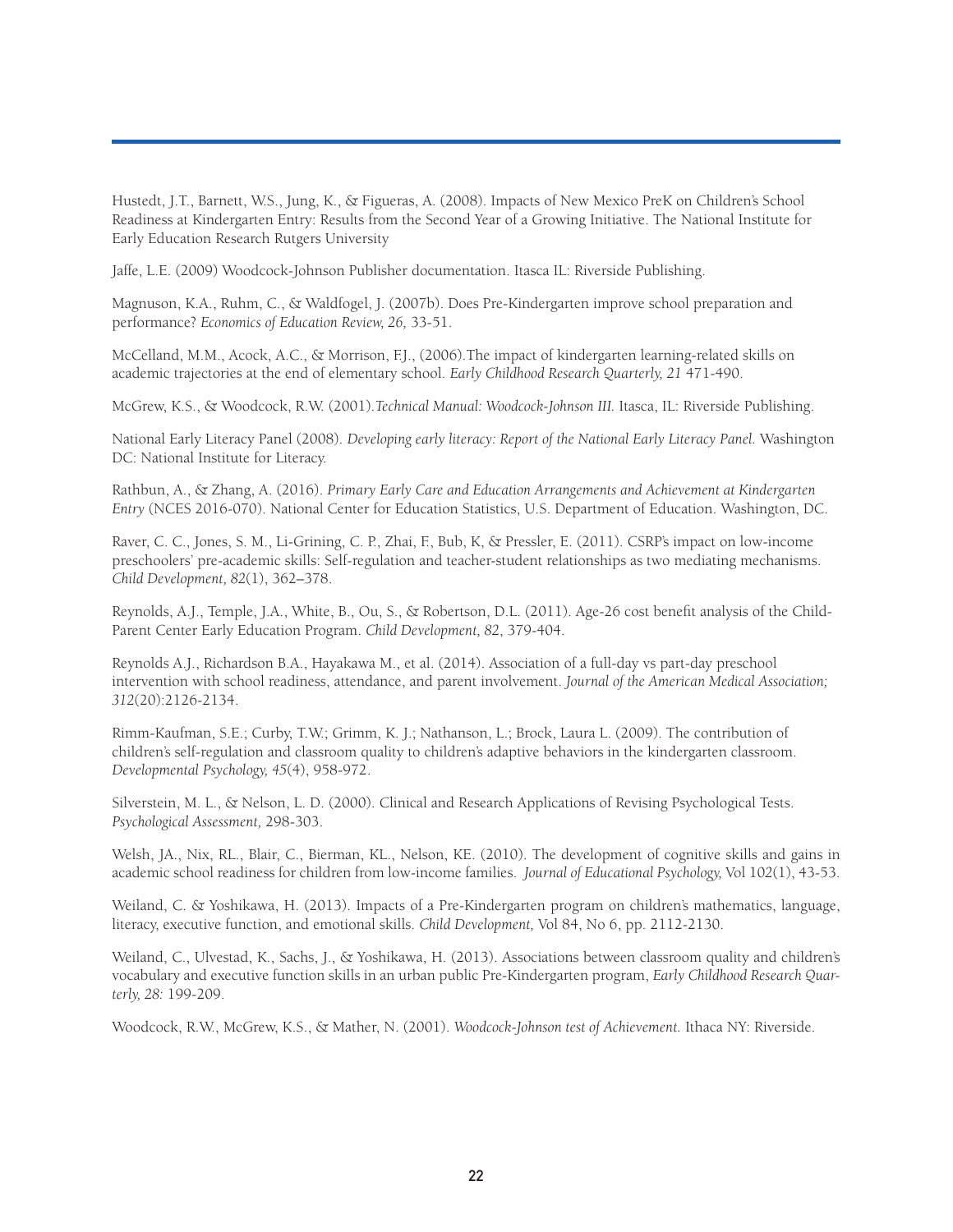Hustedt, J.T., Barnett, W.S., Jung, K., & Figueras, A. (2008). Impacts of New Mexico PreK on Children's School Readiness at Kindergarten Entry: Results from the Second Year of a Growing Initiative. The National Institute for Early Education Research Rutgers University

Jaffe, L.E. (2009) Woodcock-Johnson Publisher documentation. Itasca IL: Riverside Publishing.

Magnuson, K.A., Ruhm, C., & Waldfogel, J. (2007b). Does Pre-Kindergarten improve school preparation and performance? *Economics of Education Review, 26,* 33-51.

McCelland, M.M., Acock, A.C., & Morrison, F.J., (2006).The impact of kindergarten learning-related skills on academic trajectories at the end of elementary school. *Early Childhood Research Quarterly, 21* 471-490.

McGrew, K.S., & Woodcock, R.W. (2001).*Technical Manual: Woodcock-Johnson III.* Itasca, IL: Riverside Publishing.

National Early Literacy Panel (2008). *Developing early literacy: Report of the National Early Literacy Panel.* Washington DC: National Institute for Literacy.

Rathbun, A., & Zhang, A. (2016). *Primary Early Care and Education Arrangements and Achievement at Kindergarten Entry* (NCES 2016-070). National Center for Education Statistics, U.S. Department of Education. Washington, DC.

Raver, C. C., Jones, S. M., Li-Grining, C. P., Zhai, F., Bub, K, & Pressler, E. (2011). CSRP's impact on low-income preschoolers' pre-academic skills: Self-regulation and teacher-student relationships as two mediating mechanisms. *Child Development, 82*(1), 362–378.

Reynolds, A.J., Temple, J.A., White, B., Ou, S., & Robertson, D.L. (2011). Age-26 cost benefit analysis of the Child-Parent Center Early Education Program. *Child Development, 82*, 379-404.

Reynolds A.J., Richardson B.A., Hayakawa M., et al. (2014). Association of a full-day vs part-day preschool intervention with school readiness, attendance, and parent involvement. *Journal of the American Medical Association; 312*(20):2126-2134.

Rimm-Kaufman, S.E.; Curby, T.W.; Grimm, K. J.; Nathanson, L.; Brock, Laura L. (2009). The contribution of children's self-regulation and classroom quality to children's adaptive behaviors in the kindergarten classroom. *Developmental Psychology, 45*(4), 958-972.

Silverstein, M. L., & Nelson, L. D. (2000). Clinical and Research Applications of Revising Psychological Tests. *Psychological Assessment,* 298-303.

Welsh, JA., Nix, RL., Blair, C., Bierman, KL., Nelson, KE. (2010). The development of cognitive skills and gains in academic school readiness for children from low-income families. *Journal of Educational Psychology,* Vol 102(1), 43-53.

Weiland, C. & Yoshikawa, H. (2013). Impacts of a Pre-Kindergarten program on children's mathematics, language, literacy, executive function, and emotional skills. *Child Development,* Vol 84, No 6, pp. 2112-2130.

Weiland, C., Ulvestad, K., Sachs, J., & Yoshikawa, H. (2013). Associations between classroom quality and children's vocabulary and executive function skills in an urban public Pre-Kindergarten program, *Early Childhood Research Quarterly, 28:* 199-209.

Woodcock, R.W., McGrew, K.S., & Mather, N. (2001). *Woodcock-Johnson test of Achievement.* Ithaca NY: Riverside.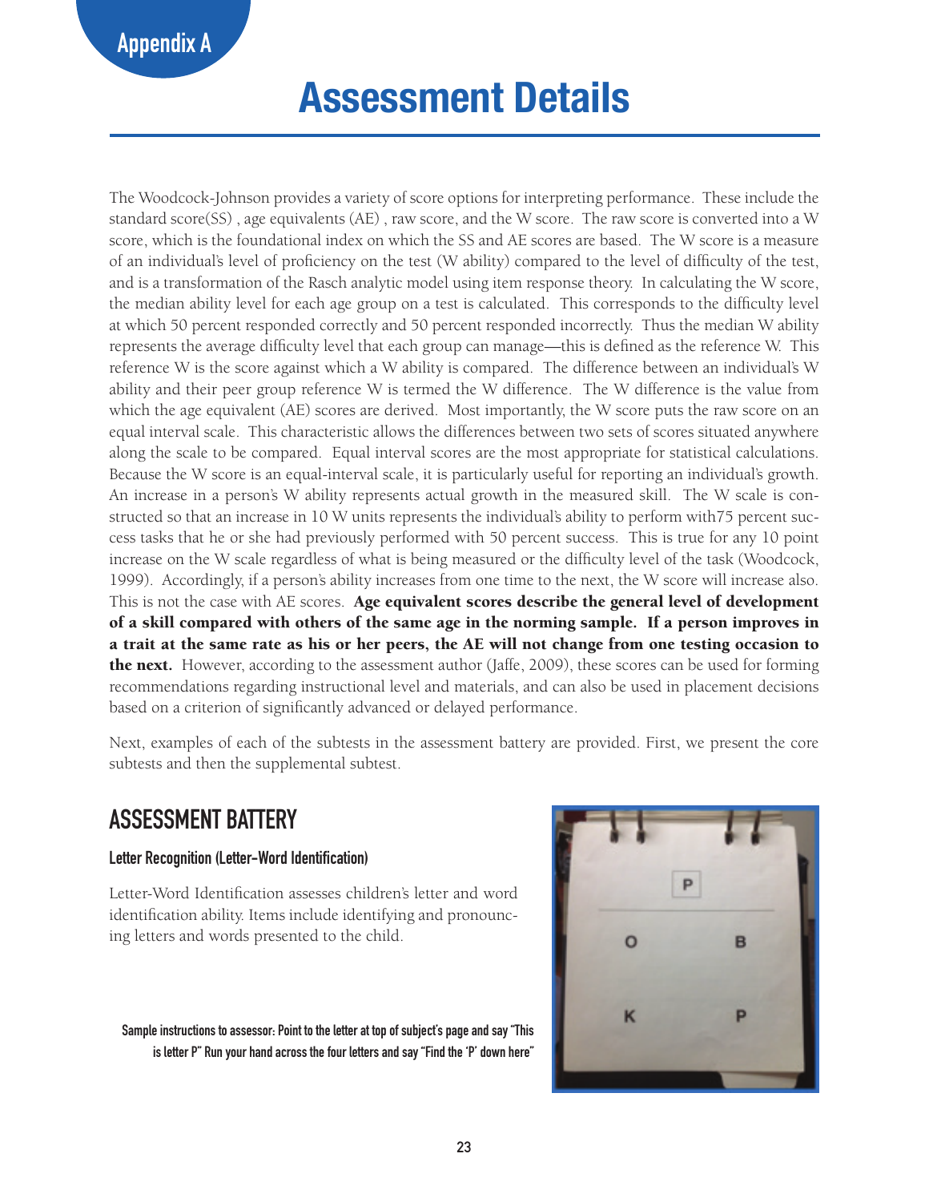# Appendix A

# Assessment Details

The Woodcock-Johnson provides a variety of score options for interpreting performance. These include the standard score(SS) , age equivalents (AE) , raw score, and the W score. The raw score is converted into a W score, which is the foundational index on which the SS and AE scores are based. The W score is a measure of an individual's level of proficiency on the test (W ability) compared to the level of difficulty of the test, and is a transformation of the Rasch analytic model using item response theory. In calculating the W score, the median ability level for each age group on a test is calculated. This corresponds to the difficulty level at which 50 percent responded correctly and 50 percent responded incorrectly. Thus the median W ability represents the average difficulty level that each group can manage—this is defined as the reference W. This reference W is the score against which a W ability is compared. The difference between an individual's W ability and their peer group reference W is termed the W difference. The W difference is the value from which the age equivalent (AE) scores are derived. Most importantly, the W score puts the raw score on an equal interval scale. This characteristic allows the differences between two sets of scores situated anywhere along the scale to be compared. Equal interval scores are the most appropriate for statistical calculations. Because the W score is an equal-interval scale, it is particularly useful for reporting an individual's growth. An increase in a person's W ability represents actual growth in the measured skill. The W scale is constructed so that an increase in 10 W units represents the individual's ability to perform with75 percent success tasks that he or she had previously performed with 50 percent success. This is true for any 10 point increase on the W scale regardless of what is being measured or the difficulty level of the task (Woodcock, 1999). Accordingly, if a person's ability increases from one time to the next, the W score will increase also. This is not the case with AE scores. **Age equivalent scores describe the general level of development of a skill compared with others of the same age in the norming sample. If a person improves in a trait at the same rate as his or her peers, the AE will not change from one testing occasion to the next.** However, according to the assessment author (Jaffe, 2009), these scores can be used for forming recommendations regarding instructional level and materials, and can also be used in placement decisions based on a criterion of significantly advanced or delayed performance.

Next, examples of each of the subtests in the assessment battery are provided. First, we present the core subtests and then the supplemental subtest.

## ASSESSMENT BATTERY

### Letter Recognition (Letter-Word Identification)

Letter-Word Identification assesses children's letter and word identification ability. Items include identifying and pronouncing letters and words presented to the child.

**Sample instructions to assessor: Point to the letter at top of subject's page and say "This is letter P" Run your hand across the four letters and say "Find the 'P' down here"**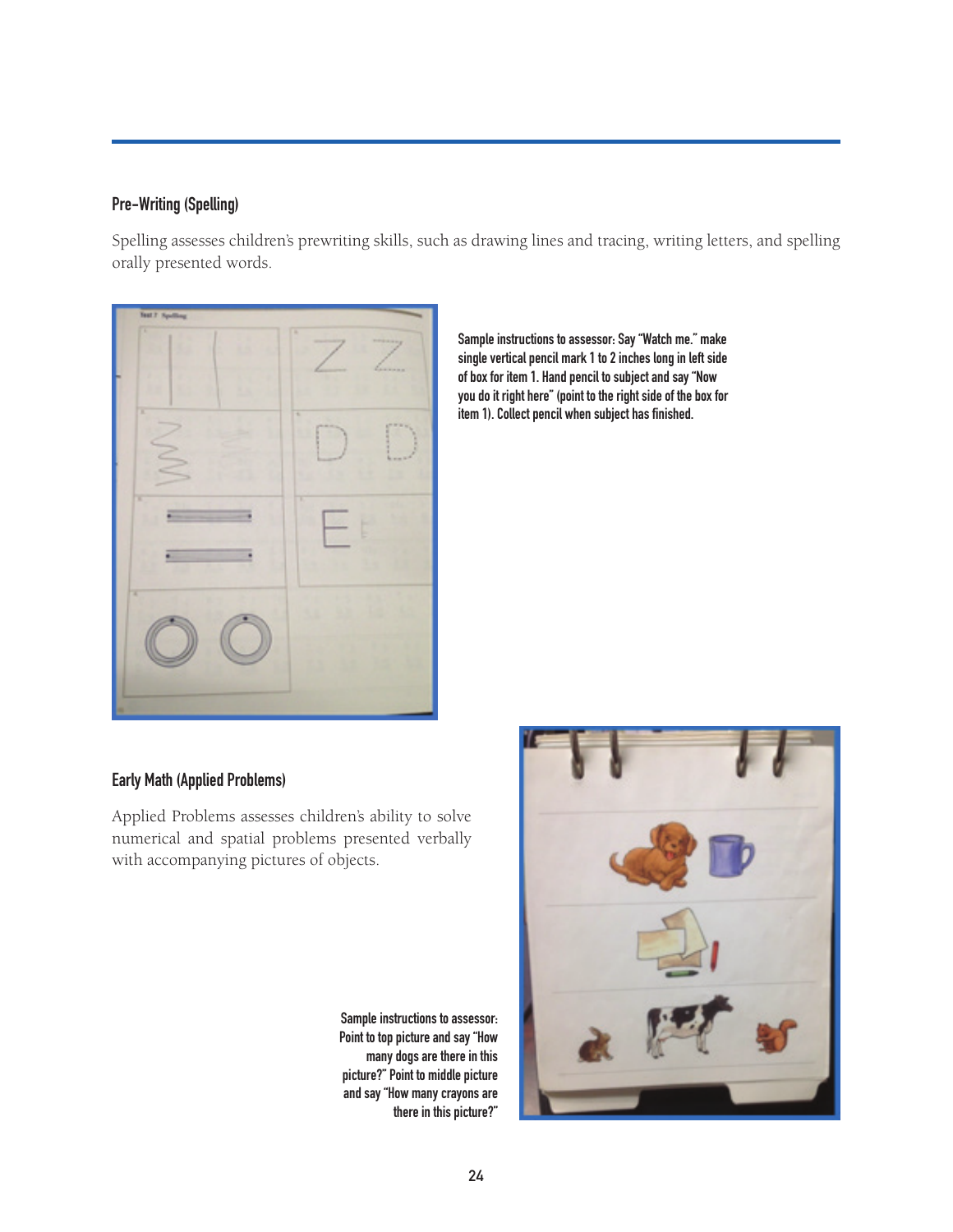### Pre-Writing (Spelling)

Spelling assesses children's prewriting skills, such as drawing lines and tracing, writing letters, and spelling orally presented words.

**Sample instructions to assessor: Say "Watch me." make single vertical pencil mark 1 to 2 inches long in left side of box for item 1. Hand pencil to subject and say "Now you do it right here" (point to the right side of the box for item 1). Collect pencil when subject has finished.**

### Early Math (Applied Problems)

Applied Problems assesses children's ability to solve numerical and spatial problems presented verbally with accompanying pictures of objects.

**Sample instructions to assessor: Point to top picture and say "How many dogs are there in this picture?" Point to middle picture and say "How many crayons are there in this picture?"**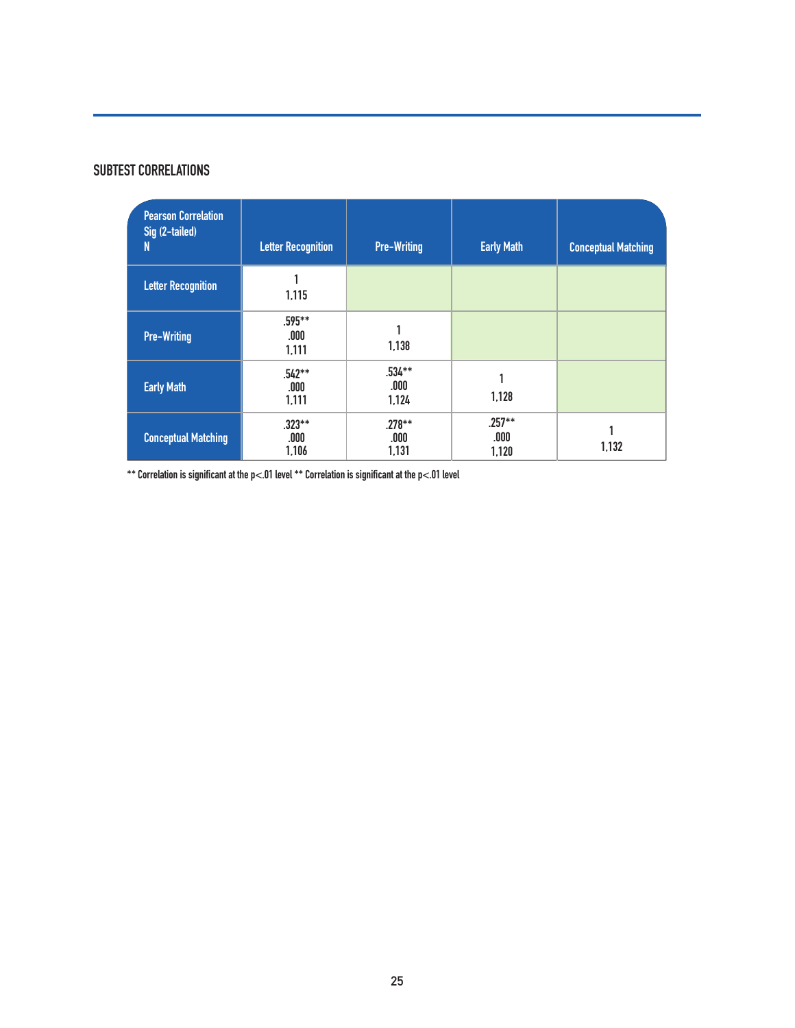## SUBTEST CORRELATIONS

| Pearson Correlation<br>Sig (2-tailed)<br>N | Letter Recognition | Pre-Writing | Early Math | Conceptual Matching |
|---|---|---|---|---|
| Letter Recognition | 1<br>1,115 | | | |
| Pre-Writing | .595**<br>.000<br>1,111 | 1<br>1,138 | | |
| Early Math | .542**<br>.000<br>1,111 | .534**<br>.000<br>1,124 | 1<br>1,128 | |
| Conceptual Matching | .323**<br>.000<br>1,106 | .278**<br>.000<br>1,131 | .257**<br>.000<br>1,120 | 1<br>1,132 |

** Correlation is significant at the p<.01 level ** Correlation is significant at the p<.01 level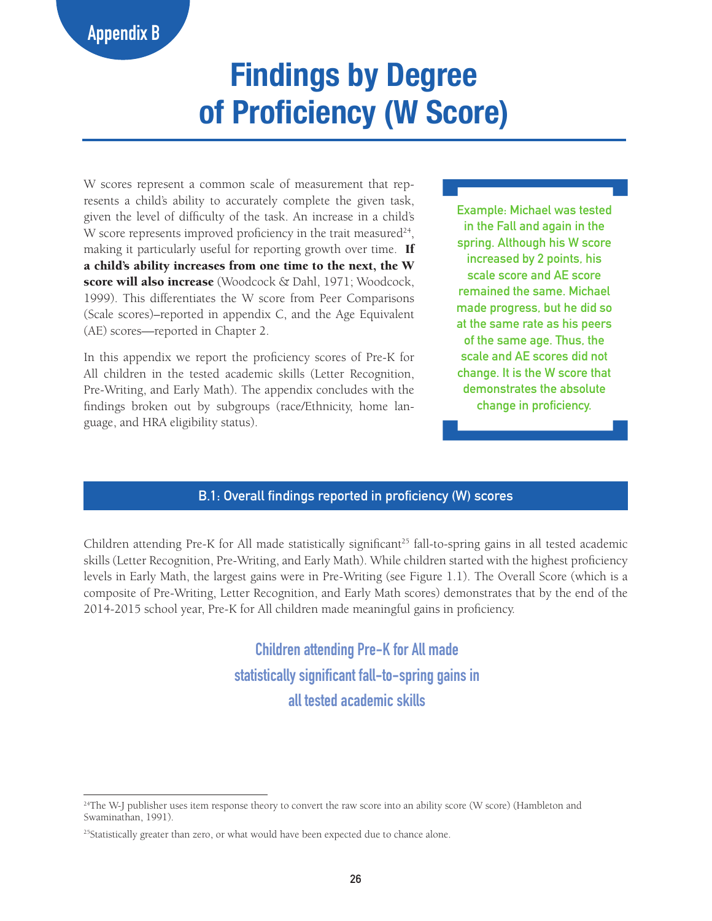Appendix B

# Findings by Degree of Proficiency (W Score)

W scores represent a common scale of measurement that represents a child's ability to accurately complete the given task, given the level of difficulty of the task. An increase in a child's W score represents improved proficiency in the trait measured[24], making it particularly useful for reporting growth over time. **If a child's ability increases from one time to the next, the W score will also increase** (Woodcock & Dahl, 1971; Woodcock, 1999). This differentiates the W score from Peer Comparisons (Scale scores)–reported in appendix C, and the Age Equivalent (AE) scores—reported in Chapter 2.

In this appendix we report the proficiency scores of Pre-K for All children in the tested academic skills (Letter Recognition, Pre-Writing, and Early Math). The appendix concludes with the findings broken out by subgroups (race/Ethnicity, home language, and HRA eligibility status).

> Example: Michael was tested in the Fall and again in the spring. Although his W score increased by 2 points, his scale score and AE score remained the same. Michael made progress, but he did so at the same rate as his peers of the same age. Thus, the scale and AE scores did not change. It is the W score that demonstrates the absolute change in proficiency.

## B.1: Overall findings reported in proficiency (W) scores

Children attending Pre-K for All made statistically significant[25] fall-to-spring gains in all tested academic skills (Letter Recognition, Pre-Writing, and Early Math). While children started with the highest proficiency levels in Early Math, the largest gains were in Pre-Writing (see Figure 1.1). The Overall Score (which is a composite of Pre-Writing, Letter Recognition, and Early Math scores) demonstrates that by the end of the 2014-2015 school year, Pre-K for All children made meaningful gains in proficiency.

**Children attending Pre-K for All made statistically significant fall-to-spring gains in all tested academic skills**

---

[24] The W-J publisher uses item response theory to convert the raw score into an ability score (W score) (Hambleton and Swaminathan, 1991).

[25] Statistically greater than zero, or what would have been expected due to chance alone.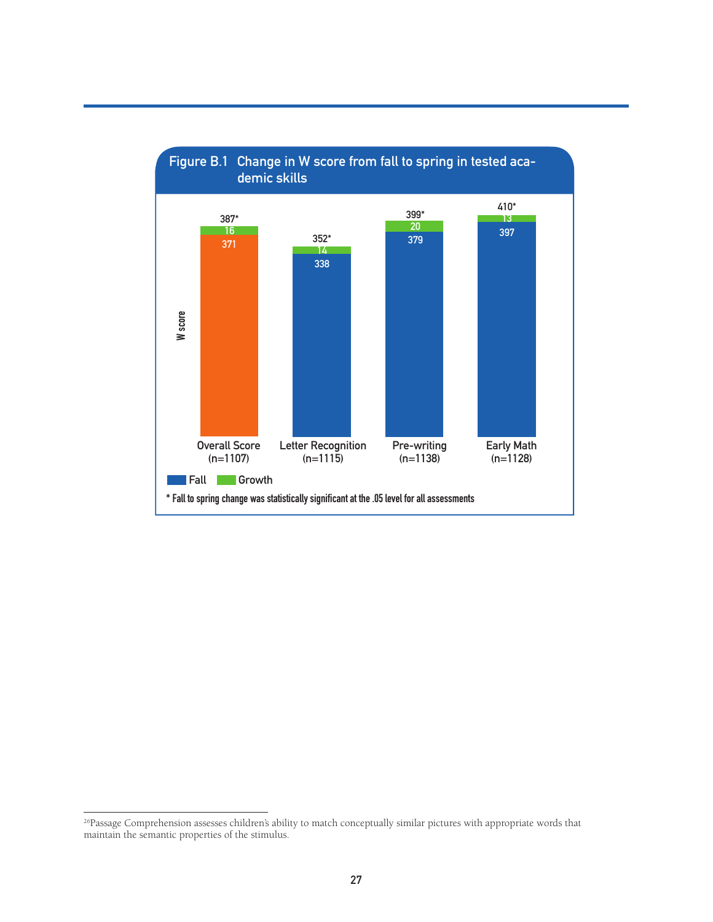**Figure B.1 Change in W score from fall to spring in tested academic skills**

| | Overall Score (n=1107) | Letter Recognition (n=1115) | Pre-writing (n=1138) | Early Math (n=1128) |
|---|---|---|---|---|
| Fall | 371 | 338 | 379 | 397 |
| Growth | 16 | 14 | 20 | 13 |
| Spring | 387* | 352* | 399* | 410* |

\* Fall to spring change was statistically significant at the .05 level for all assessments

---

[26]Passage Comprehension assesses children's ability to match conceptually similar pictures with appropriate words that maintain the semantic properties of the stimulus.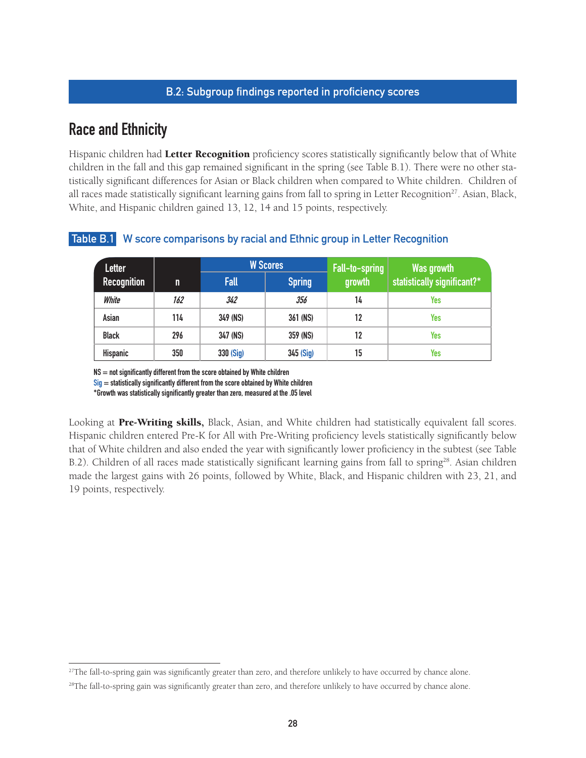B.2: Subgroup findings reported in proficiency scores

## Race and Ethnicity

Hispanic children had **Letter Recognition** proficiency scores statistically significantly below that of White children in the fall and this gap remained significant in the spring (see Table B.1). There were no other statistically significant differences for Asian or Black children when compared to White children. Children of all races made statistically significant learning gains from fall to spring in Letter Recognition[27]. Asian, Black, White, and Hispanic children gained 13, 12, 14 and 15 points, respectively.

**Table B.1** W score comparisons by racial and Ethnic group in Letter Recognition

| Letter Recognition | n | W Scores | | Fall-to-spring growth | Was growth statistically significant?* |
|---|---|---|---|---|---|
| | | Fall | Spring | | |
| *White* | *162* | *342* | *356* | 14 | Yes |
| Asian | 114 | 349 (NS) | 361 (NS) | 12 | Yes |
| Black | 296 | 347 (NS) | 359 (NS) | 12 | Yes |
| Hispanic | 350 | 330 (Sig) | 345 (Sig) | 15 | Yes |

NS = not significantly different from the score obtained by White children
Sig = statistically significantly different from the score obtained by White children
*Growth was statistically significantly greater than zero, measured at the .05 level

Looking at **Pre-Writing skills,** Black, Asian, and White children had statistically equivalent fall scores. Hispanic children entered Pre-K for All with Pre-Writing proficiency levels statistically significantly below that of White children and also ended the year with significantly lower proficiency in the subtest (see Table B.2). Children of all races made statistically significant learning gains from fall to spring[28]. Asian children made the largest gains with 26 points, followed by White, Black, and Hispanic children with 23, 21, and 19 points, respectively.

[27] The fall-to-spring gain was significantly greater than zero, and therefore unlikely to have occurred by chance alone.

[28] The fall-to-spring gain was significantly greater than zero, and therefore unlikely to have occurred by chance alone.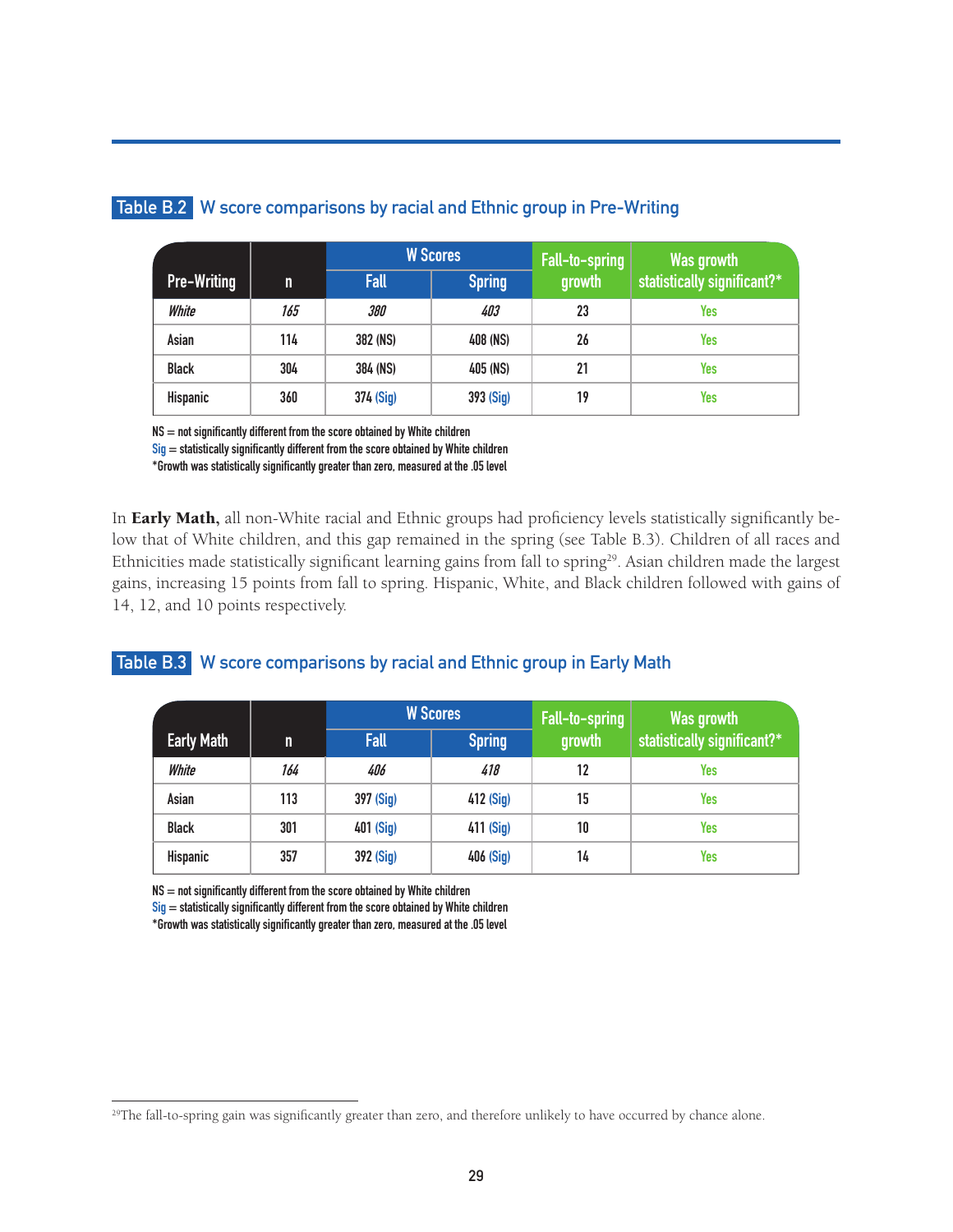**Table B.2** W score comparisons by racial and Ethnic group in Pre-Writing

| Pre-Writing | n | W Scores | | Fall-to-spring growth | Was growth statistically significant?* |
|---|---|---|---|---|---|
| | | Fall | Spring | | |
| *White* | *165* | *380* | *403* | 23 | Yes |
| Asian | 114 | 382 (NS) | 408 (NS) | 26 | Yes |
| Black | 304 | 384 (NS) | 405 (NS) | 21 | Yes |
| Hispanic | 360 | 374 (Sig) | 393 (Sig) | 19 | Yes |

NS = not significantly different from the score obtained by White children
Sig = statistically significantly different from the score obtained by White children
*Growth was statistically significantly greater than zero, measured at the .05 level

In **Early Math,** all non-White racial and Ethnic groups had proficiency levels statistically significantly below that of White children, and this gap remained in the spring (see Table B.3). Children of all races and Ethnicities made statistically significant learning gains from fall to spring[29]. Asian children made the largest gains, increasing 15 points from fall to spring. Hispanic, White, and Black children followed with gains of 14, 12, and 10 points respectively.

**Table B.3** W score comparisons by racial and Ethnic group in Early Math

| Early Math | n | W Scores | | Fall-to-spring growth | Was growth statistically significant?* |
|---|---|---|---|---|---|
| | | Fall | Spring | | |
| *White* | *164* | *406* | *418* | 12 | Yes |
| Asian | 113 | 397 (Sig) | 412 (Sig) | 15 | Yes |
| Black | 301 | 401 (Sig) | 411 (Sig) | 10 | Yes |
| Hispanic | 357 | 392 (Sig) | 406 (Sig) | 14 | Yes |

NS = not significantly different from the score obtained by White children
Sig = statistically significantly different from the score obtained by White children
*Growth was statistically significantly greater than zero, measured at the .05 level

[29]The fall-to-spring gain was significantly greater than zero, and therefore unlikely to have occurred by chance alone.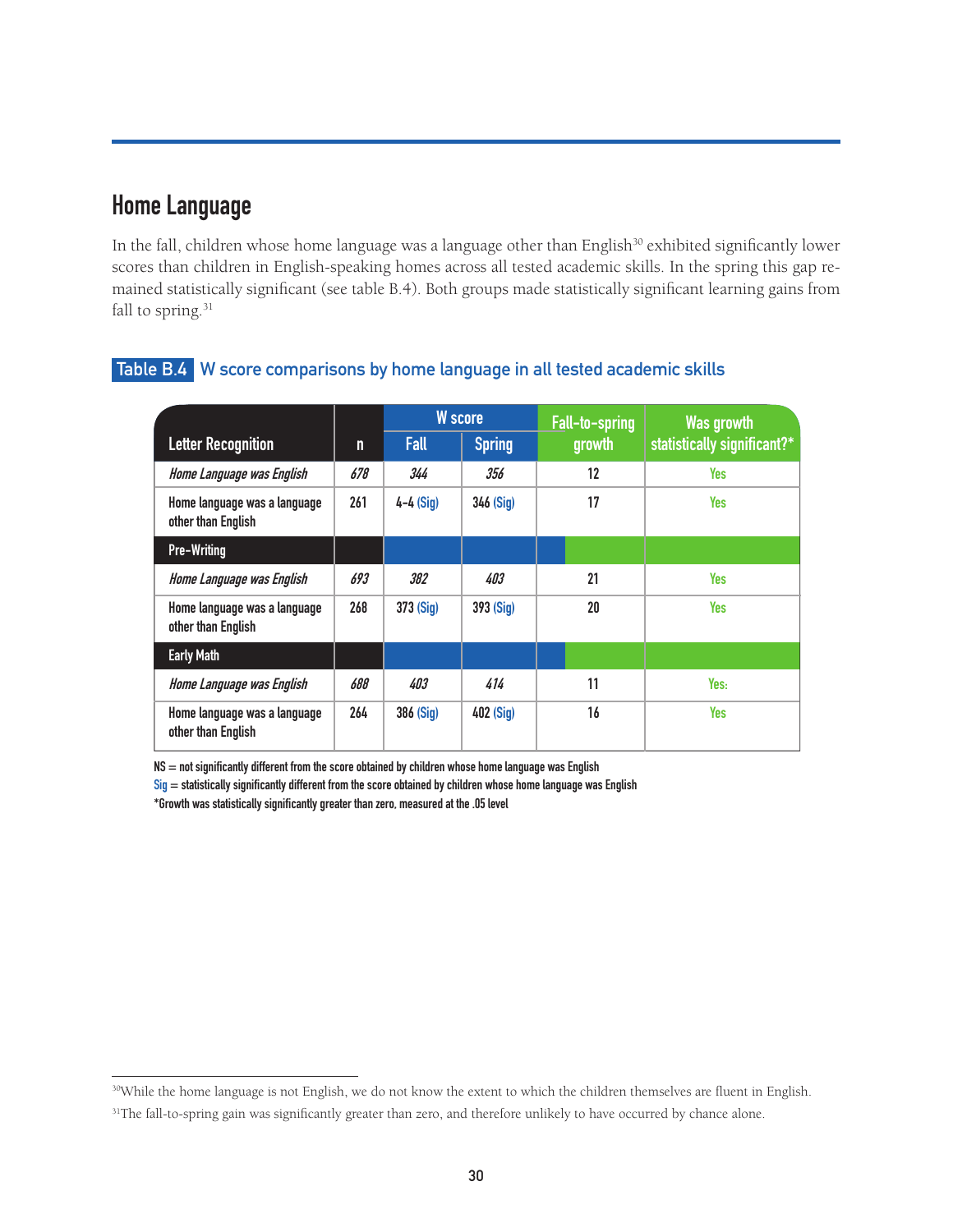## Home Language

In the fall, children whose home language was a language other than English[30] exhibited significantly lower scores than children in English-speaking homes across all tested academic skills. In the spring this gap remained statistically significant (see table B.4). Both groups made statistically significant learning gains from fall to spring.[31]

**Table B.4** W score comparisons by home language in all tested academic skills

| | | W score | | Fall-to-spring growth | Was growth statistically significant?* |
|---|---|---|---|---|---|
| **Letter Recognition** | **n** | **Fall** | **Spring** | | |
| *Home Language was English* | *678* | *344* | *356* | 12 | Yes |
| Home language was a language other than English | 261 | 4-4 (Sig) | 346 (Sig) | 17 | Yes |
| **Pre-Writing** | | | | | |
| *Home Language was English* | *693* | *382* | *403* | 21 | Yes |
| Home language was a language other than English | 268 | 373 (Sig) | 393 (Sig) | 20 | Yes |
| **Early Math** | | | | | |
| *Home Language was English* | *688* | *403* | *414* | 11 | Yes: |
| Home language was a language other than English | 264 | 386 (Sig) | 402 (Sig) | 16 | Yes |

NS = not significantly different from the score obtained by children whose home language was English
Sig = statistically significantly different from the score obtained by children whose home language was English
*Growth was statistically significantly greater than zero, measured at the .05 level

[30] While the home language is not English, we do not know the extent to which the children themselves are fluent in English.

[31] The fall-to-spring gain was significantly greater than zero, and therefore unlikely to have occurred by chance alone.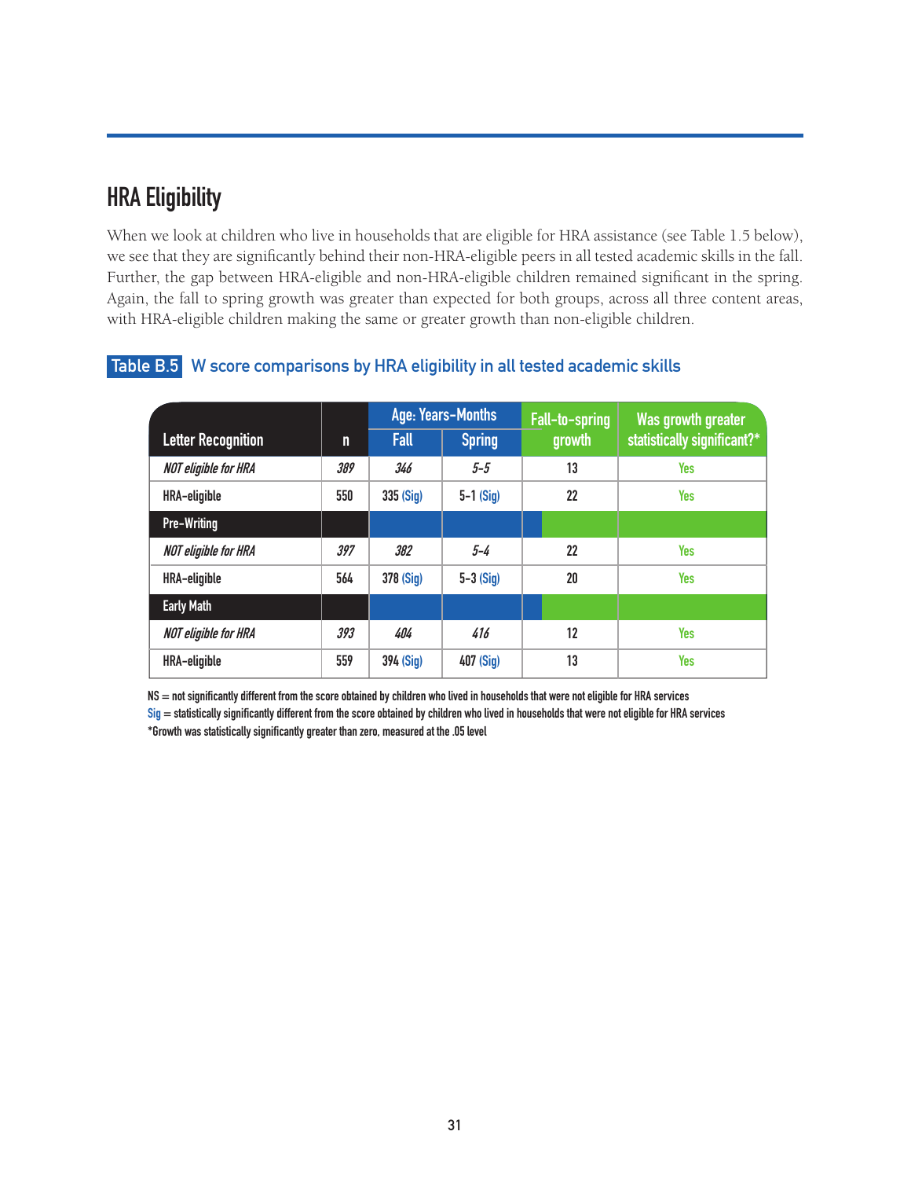## HRA Eligibility

When we look at children who live in households that are eligible for HRA assistance (see Table 1.5 below), we see that they are significantly behind their non-HRA-eligible peers in all tested academic skills in the fall. Further, the gap between HRA-eligible and non-HRA-eligible children remained significant in the spring. Again, the fall to spring growth was greater than expected for both groups, across all three content areas, with HRA-eligible children making the same or greater growth than non-eligible children.

**Table B.5** W score comparisons by HRA eligibility in all tested academic skills

| Letter Recognition | n | Age: Years-Months Fall | Age: Years-Months Spring | Fall-to-spring growth | Was growth greater statistically significant?* |
|---|---|---|---|---|---|
| *NOT eligible for HRA* | *389* | *346* | *5-5* | 13 | Yes |
| HRA-eligible | 550 | 335 (Sig) | 5-1 (Sig) | 22 | Yes |
| **Pre-Writing** | | | | | |
| *NOT eligible for HRA* | *397* | *382* | *5-4* | 22 | Yes |
| HRA-eligible | 564 | 378 (Sig) | 5-3 (Sig) | 20 | Yes |
| **Early Math** | | | | | |
| *NOT eligible for HRA* | *393* | *404* | *416* | 12 | Yes |
| HRA-eligible | 559 | 394 (Sig) | 407 (Sig) | 13 | Yes |

NS = not significantly different from the score obtained by children who lived in households that were not eligible for HRA services

Sig = statistically significantly different from the score obtained by children who lived in households that were not eligible for HRA services

*Growth was statistically significantly greater than zero, measured at the .05 level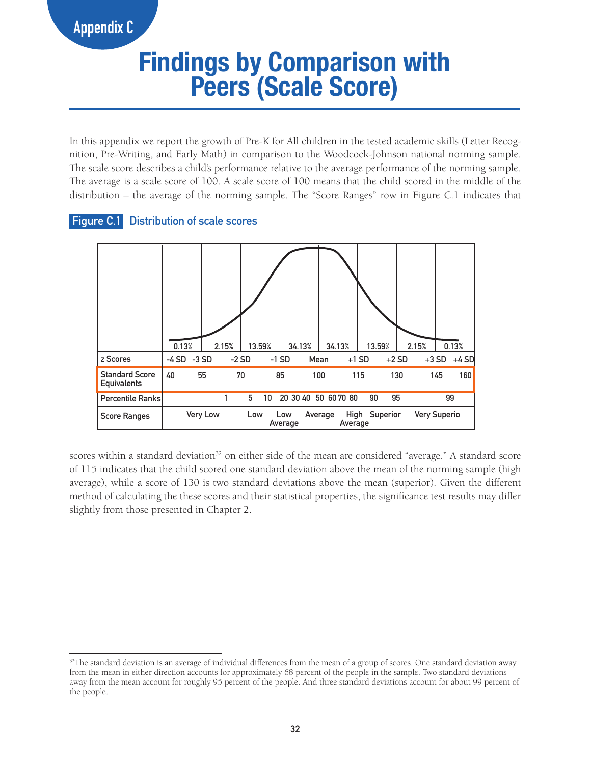Appendix C

# Findings by Comparison with Peers (Scale Score)

In this appendix we report the growth of Pre-K for All children in the tested academic skills (Letter Recognition, Pre-Writing, and Early Math) in comparison to the Woodcock-Johnson national norming sample. The scale score describes a child's performance relative to the average performance of the norming sample. The average is a scale score of 100. A scale score of 100 means that the child scored in the middle of the distribution – the average of the norming sample. The "Score Ranges" row in Figure C.1 indicates that scores within a standard deviation[32] on either side of the mean are considered "average." A standard score of 115 indicates that the child scored one standard deviation above the mean of the norming sample (high average), while a score of 130 is two standard deviations above the mean (superior). Given the different method of calculating the these scores and their statistical properties, the significance test results may differ slightly from those presented in Chapter 2.

**Figure C.1** Distribution of scale scores

| | 0.13% | 2.15% | 13.59% | 34.13% | 34.13% | 13.59% | 2.15% | 0.13% |
|---|---|---|---|---|---|---|---|---|
| z Scores | -4 SD -3 SD | -2 SD | -1 SD | Mean | +1 SD | +2 SD | +3 SD | +4 SD |
| Standard Score Equivalents | 40 55 | 70 | 85 | 100 | 115 | 130 | 145 | 160 |
| Percentile Ranks | | 1 | 5 10 | 20 30 40 50 | 60 70 80 | 90 95 | | 99 |
| Score Ranges | Very Low | | Low | Low Average | Average | High Average | Superior | Very Superio |

[32]The standard deviation is an average of individual differences from the mean of a group of scores. One standard deviation away from the mean in either direction accounts for approximately 68 percent of the people in the sample. Two standard deviations away from the mean account for roughly 95 percent of the people. And three standard deviations account for about 99 percent of the people.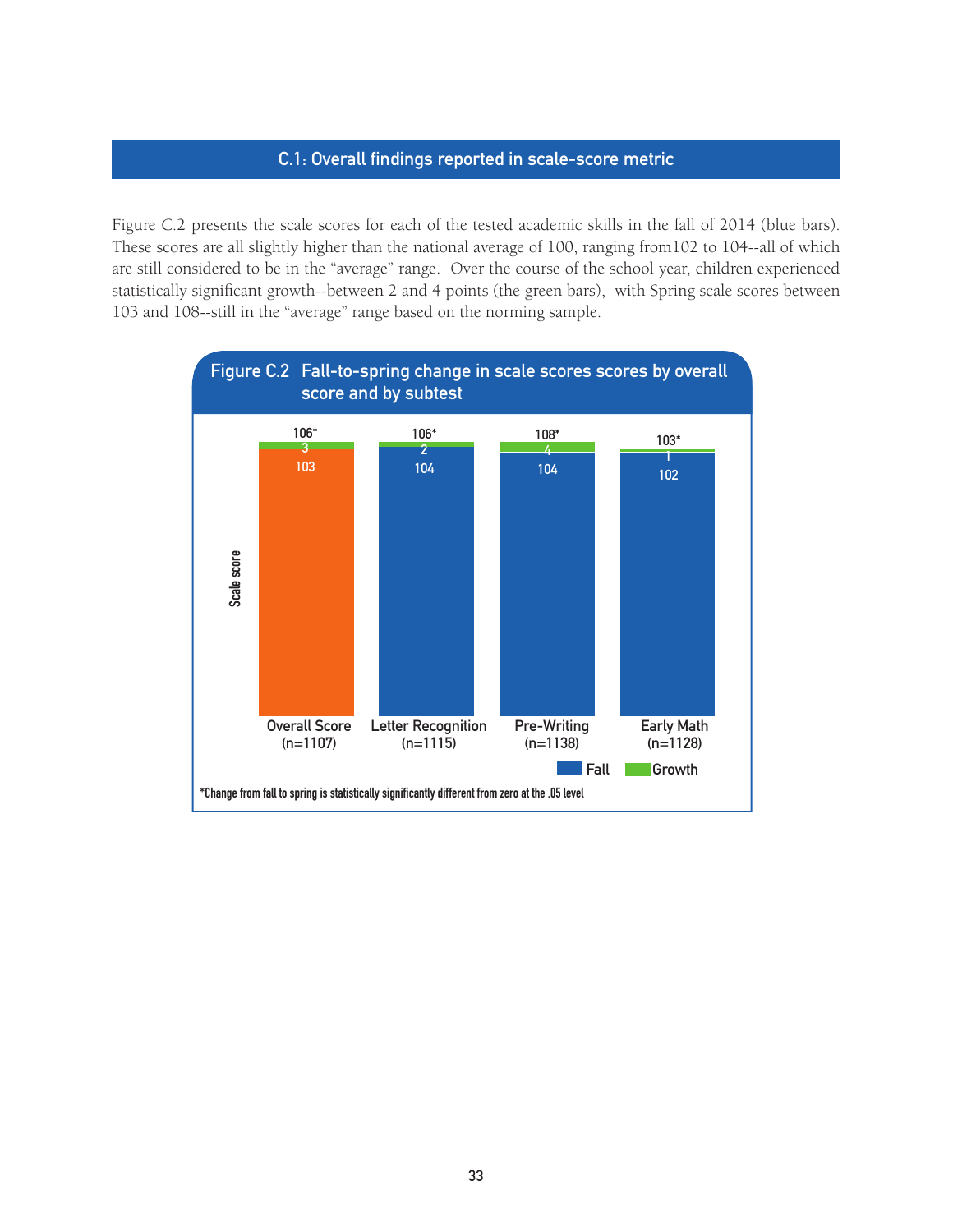## C.1: Overall findings reported in scale-score metric

Figure C.2 presents the scale scores for each of the tested academic skills in the fall of 2014 (blue bars). These scores are all slightly higher than the national average of 100, ranging from102 to 104--all of which are still considered to be in the "average" range. Over the course of the school year, children experienced statistically significant growth--between 2 and 4 points (the green bars), with Spring scale scores between 103 and 108--still in the "average" range based on the norming sample.

**Figure C.2 Fall-to-spring change in scale scores scores by overall score and by subtest**

| | Overall Score (n=1107) | Letter Recognition (n=1115) | Pre-Writing (n=1138) | Early Math (n=1128) |
|---|---|---|---|---|
| Fall | 103 | 104 | 104 | 102 |
| Growth | 3 | 2 | 4 | 1 |
| Spring | 106* | 106* | 108* | 103* |

*Change from fall to spring is statistically significantly different from zero at the .05 level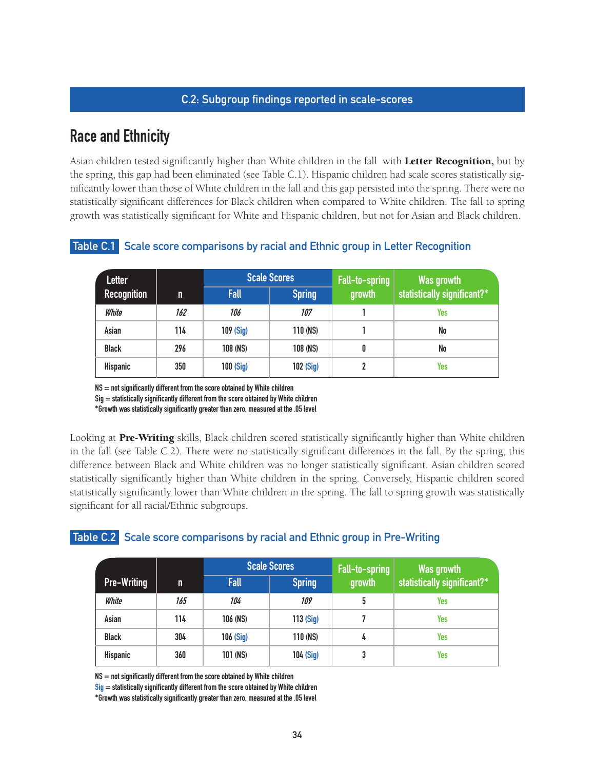## C.2: Subgroup findings reported in scale-scores

# Race and Ethnicity

Asian children tested significantly higher than White children in the fall  with **Letter Recognition,** but by the spring, this gap had been eliminated (see Table C.1). Hispanic children had scale scores statistically significantly lower than those of White children in the fall and this gap persisted into the spring. There were no statistically significant differences for Black children when compared to White children. The fall to spring growth was statistically significant for White and Hispanic children, but not for Asian and Black children.

**Table C.1** Scale score comparisons by racial and Ethnic group in Letter Recognition

| Letter Recognition | n | Scale Scores | | Fall-to-spring growth | Was growth statistically significant?* |
|---|---|---|---|---|---|
| | | Fall | Spring | | |
| *White* | *162* | *106* | *107* | 1 | Yes |
| Asian | 114 | 109 (Sig) | 110 (NS) | 1 | No |
| Black | 296 | 108 (NS) | 108 (NS) | 0 | No |
| Hispanic | 350 | 100 (Sig) | 102 (Sig) | 2 | Yes |

NS = not significantly different from the score obtained by White children
Sig = statistically significantly different from the score obtained by White children
*Growth was statistically significantly greater than zero, measured at the .05 level

Looking at **Pre-Writing** skills, Black children scored statistically significantly higher than White children in the fall (see Table C.2). There were no statistically significant differences in the fall. By the spring, this difference between Black and White children was no longer statistically significant. Asian children scored statistically significantly higher than White children in the spring. Conversely, Hispanic children scored statistically significantly lower than White children in the spring. The fall to spring growth was statistically significant for all racial/Ethnic subgroups.

**Table C.2** Scale score comparisons by racial and Ethnic group in Pre-Writing

| Pre-Writing | n | Scale Scores | | Fall-to-spring growth | Was growth statistically significant?* |
|---|---|---|---|---|---|
| | | Fall | Spring | | |
| *White* | *165* | *104* | *109* | 5 | Yes |
| Asian | 114 | 106 (NS) | 113 (Sig) | 7 | Yes |
| Black | 304 | 106 (Sig) | 110 (NS) | 4 | Yes |
| Hispanic | 360 | 101 (NS) | 104 (Sig) | 3 | Yes |

NS = not significantly different from the score obtained by White children
Sig = statistically significantly different from the score obtained by White children
*Growth was statistically significantly greater than zero, measured at the .05 level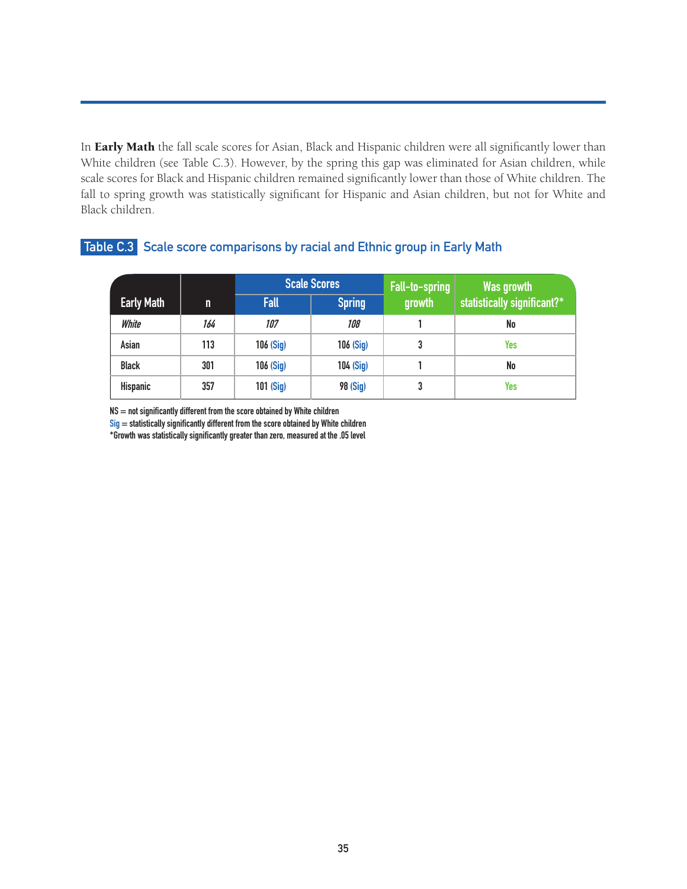In **Early Math** the fall scale scores for Asian, Black and Hispanic children were all significantly lower than White children (see Table C.3). However, by the spring this gap was eliminated for Asian children, while scale scores for Black and Hispanic children remained significantly lower than those of White children. The fall to spring growth was statistically significant for Hispanic and Asian children, but not for White and Black children.

**Table C.3** Scale score comparisons by racial and Ethnic group in Early Math

| Early Math | n | Scale Scores | | Fall-to-spring growth | Was growth statistically significant?* |
|---|---|---|---|---|---|
| | | Fall | Spring | | |
| *White* | *164* | *107* | *108* | 1 | No |
| Asian | 113 | 106 (Sig) | 106 (Sig) | 3 | Yes |
| Black | 301 | 106 (Sig) | 104 (Sig) | 1 | No |
| Hispanic | 357 | 101 (Sig) | 98 (Sig) | 3 | Yes |

NS = not significantly different from the score obtained by White children
Sig = statistically significantly different from the score obtained by White children
*Growth was statistically significantly greater than zero, measured at the .05 level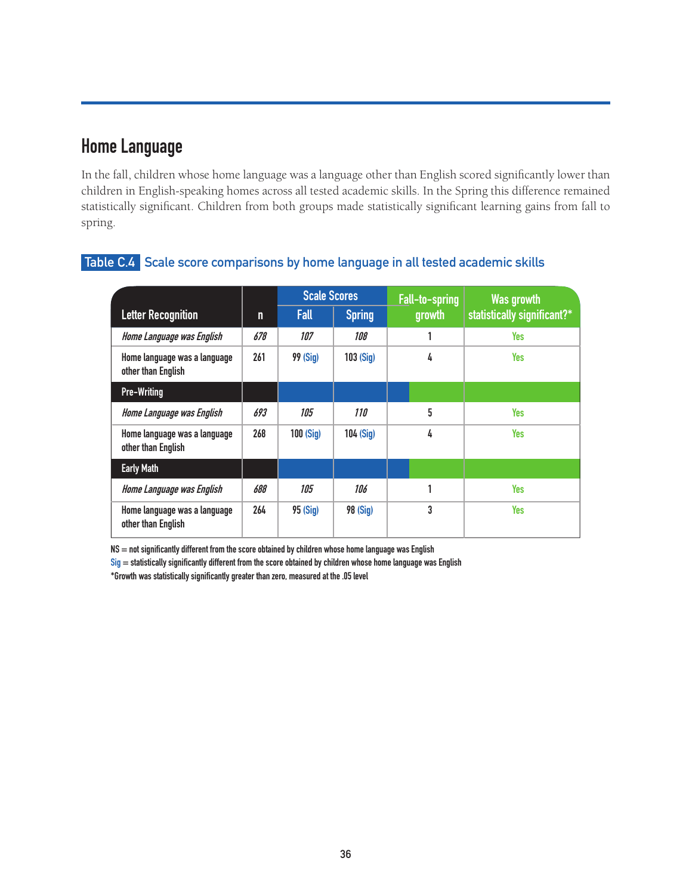## Home Language

In the fall, children whose home language was a language other than English scored significantly lower than children in English-speaking homes across all tested academic skills. In the Spring this difference remained statistically significant. Children from both groups made statistically significant learning gains from fall to spring.

**Table C.4** Scale score comparisons by home language in all tested academic skills

| Letter Recognition | n | Scale Scores: Fall | Scale Scores: Spring | Fall-to-spring growth | Was growth statistically significant?* |
|---|---|---|---|---|---|
| *Home Language was English* | *678* | *107* | *108* | 1 | Yes |
| Home language was a language other than English | 261 | 99 (Sig) | 103 (Sig) | 4 | Yes |
| **Pre-Writing** | | | | | |
| *Home Language was English* | *693* | *105* | *110* | 5 | Yes |
| Home language was a language other than English | 268 | 100 (Sig) | 104 (Sig) | 4 | Yes |
| **Early Math** | | | | | |
| *Home Language was English* | *688* | *105* | *106* | 1 | Yes |
| Home language was a language other than English | 264 | 95 (Sig) | 98 (Sig) | 3 | Yes |

NS = not significantly different from the score obtained by children whose home language was English
Sig = statistically significantly different from the score obtained by children whose home language was English
*Growth was statistically significantly greater than zero, measured at the .05 level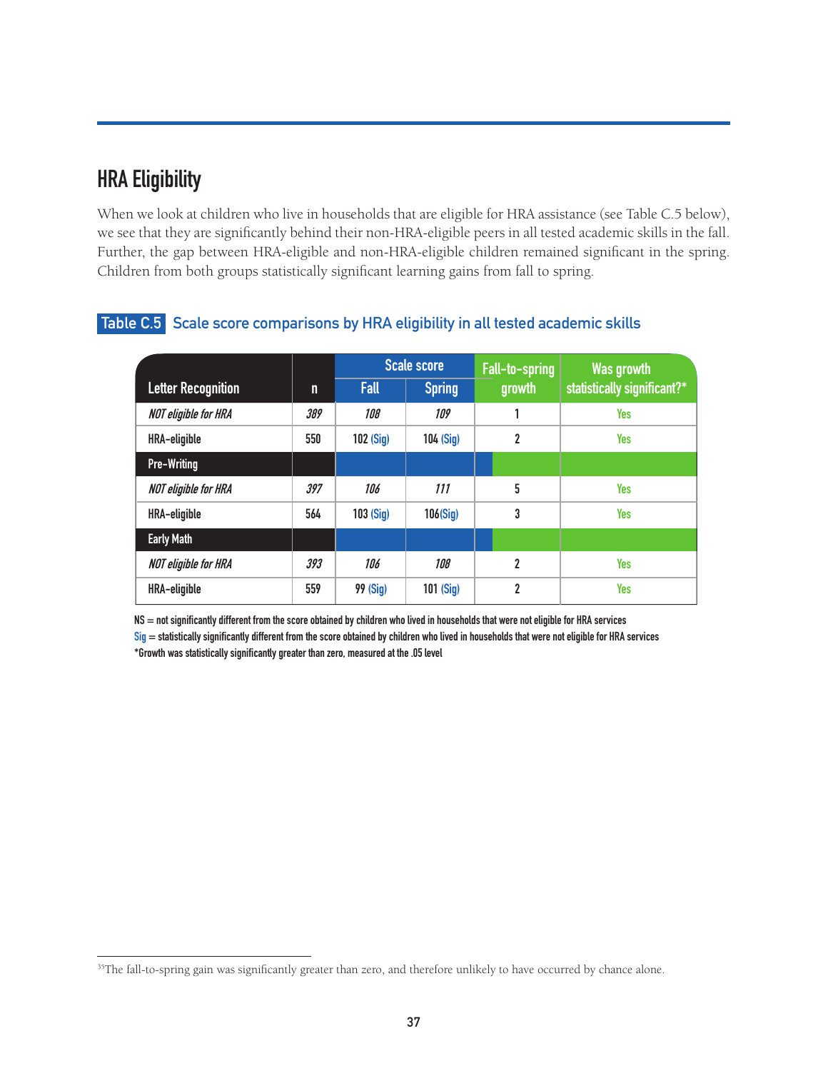## HRA Eligibility

When we look at children who live in households that are eligible for HRA assistance (see Table C.5 below), we see that they are significantly behind their non-HRA-eligible peers in all tested academic skills in the fall. Further, the gap between HRA-eligible and non-HRA-eligible children remained significant in the spring. Children from both groups statistically significant learning gains from fall to spring.

**Table C.5** Scale score comparisons by HRA eligibility in all tested academic skills

| | | Scale score | | Fall-to-spring | Was growth |
|---|---|---|---|---|---|
| **Letter Recognition** | **n** | **Fall** | **Spring** | **growth** | **statistically significant?*** |
| *NOT eligible for HRA* | *389* | *108* | *109* | 1 | Yes |
| HRA-eligible | 550 | 102 (Sig) | 104 (Sig) | 2 | Yes |
| **Pre-Writing** | | | | | |
| *NOT eligible for HRA* | *397* | *106* | *111* | 5 | Yes |
| HRA-eligible | 564 | 103 (Sig) | 106 (Sig) | 3 | Yes |
| **Early Math** | | | | | |
| *NOT eligible for HRA* | *393* | *106* | *108* | 2 | Yes |
| HRA-eligible | 559 | 99 (Sig) | 101 (Sig) | 2 | Yes |

NS = not significantly different from the score obtained by children who lived in households that were not eligible for HRA services

Sig = statistically significantly different from the score obtained by children who lived in households that were not eligible for HRA services

*Growth was statistically significantly greater than zero, measured at the .05 level

[35]The fall-to-spring gain was significantly greater than zero, and therefore unlikely to have occurred by chance alone.